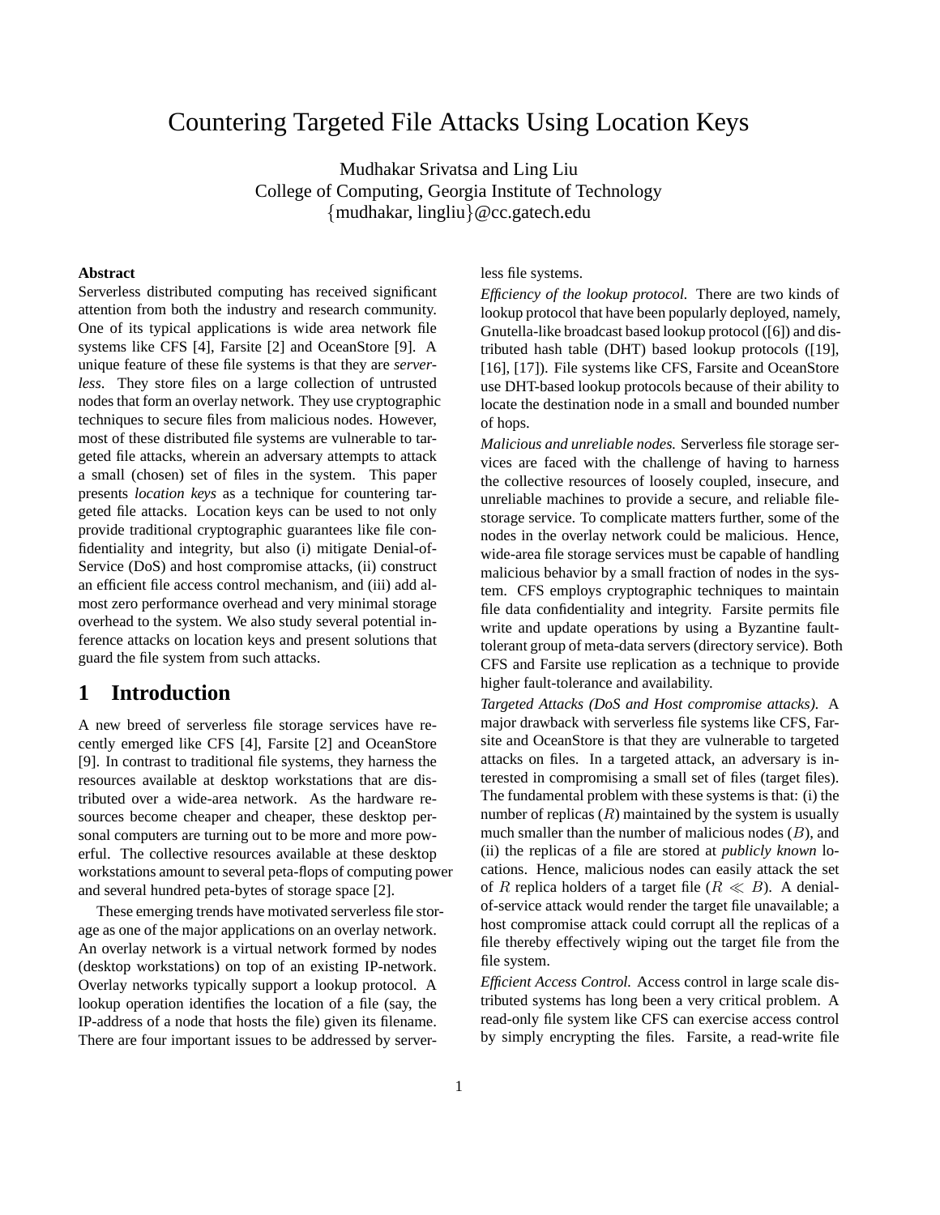# Countering Targeted File Attacks Using Location Keys

Mudhakar Srivatsa and Ling Liu
College of Computing, Georgia Institute of Technology
{mudhakar, lingliu}@cc.gatech.edu

**Abstract**

Serverless distributed computing has received significant attention from both the industry and research community. One of its typical applications is wide area network file systems like CFS [4], Farsite [2] and OceanStore [9]. A unique feature of these file systems is that they are *serverless*. They store files on a large collection of untrusted nodes that form an overlay network. They use cryptographic techniques to secure files from malicious nodes. However, most of these distributed file systems are vulnerable to targeted file attacks, wherein an adversary attempts to attack a small (chosen) set of files in the system. This paper presents *location keys* as a technique for countering targeted file attacks. Location keys can be used to not only provide traditional cryptographic guarantees like file confidentiality and integrity, but also (i) mitigate Denial-of-Service (DoS) and host compromise attacks, (ii) construct an efficient file access control mechanism, and (iii) add almost zero performance overhead and very minimal storage overhead to the system. We also study several potential inference attacks on location keys and present solutions that guard the file system from such attacks.

## 1 Introduction

A new breed of serverless file storage services have recently emerged like CFS [4], Farsite [2] and OceanStore [9]. In contrast to traditional file systems, they harness the resources available at desktop workstations that are distributed over a wide-area network. As the hardware resources become cheaper and cheaper, these desktop personal computers are turning out to be more and more powerful. The collective resources available at these desktop workstations amount to several peta-flops of computing power and several hundred peta-bytes of storage space [2].

These emerging trends have motivated serverless file storage as one of the major applications on an overlay network. An overlay network is a virtual network formed by nodes (desktop workstations) on top of an existing IP-network. Overlay networks typically support a lookup protocol. A lookup operation identifies the location of a file (say, the IP-address of a node that hosts the file) given its filename. There are four important issues to be addressed by serverless file systems.

*Efficiency of the lookup protocol.* There are two kinds of lookup protocol that have been popularly deployed, namely, Gnutella-like broadcast based lookup protocol ([6]) and distributed hash table (DHT) based lookup protocols ([19], [16], [17]). File systems like CFS, Farsite and OceanStore use DHT-based lookup protocols because of their ability to locate the destination node in a small and bounded number of hops.

*Malicious and unreliable nodes.* Serverless file storage services are faced with the challenge of having to harness the collective resources of loosely coupled, insecure, and unreliable machines to provide a secure, and reliable file-storage service. To complicate matters further, some of the nodes in the overlay network could be malicious. Hence, wide-area file storage services must be capable of handling malicious behavior by a small fraction of nodes in the system. CFS employs cryptographic techniques to maintain file data confidentiality and integrity. Farsite permits file write and update operations by using a Byzantine fault-tolerant group of meta-data servers (directory service). Both CFS and Farsite use replication as a technique to provide higher fault-tolerance and availability.

*Targeted Attacks (DoS and Host compromise attacks).* A major drawback with serverless file systems like CFS, Farsite and OceanStore is that they are vulnerable to targeted attacks on files. In a targeted attack, an adversary is interested in compromising a small set of files (target files). The fundamental problem with these systems is that: (i) the number of replicas ($R$) maintained by the system is usually much smaller than the number of malicious nodes ($B$), and (ii) the replicas of a file are stored at *publicly known* locations. Hence, malicious nodes can easily attack the set of $R$ replica holders of a target file ($R \ll B$). A denial-of-service attack would render the target file unavailable; a host compromise attack could corrupt all the replicas of a file thereby effectively wiping out the target file from the file system.

*Efficient Access Control.* Access control in large scale distributed systems has long been a very critical problem. A read-only file system like CFS can exercise access control by simply encrypting the files. Farsite, a read-write file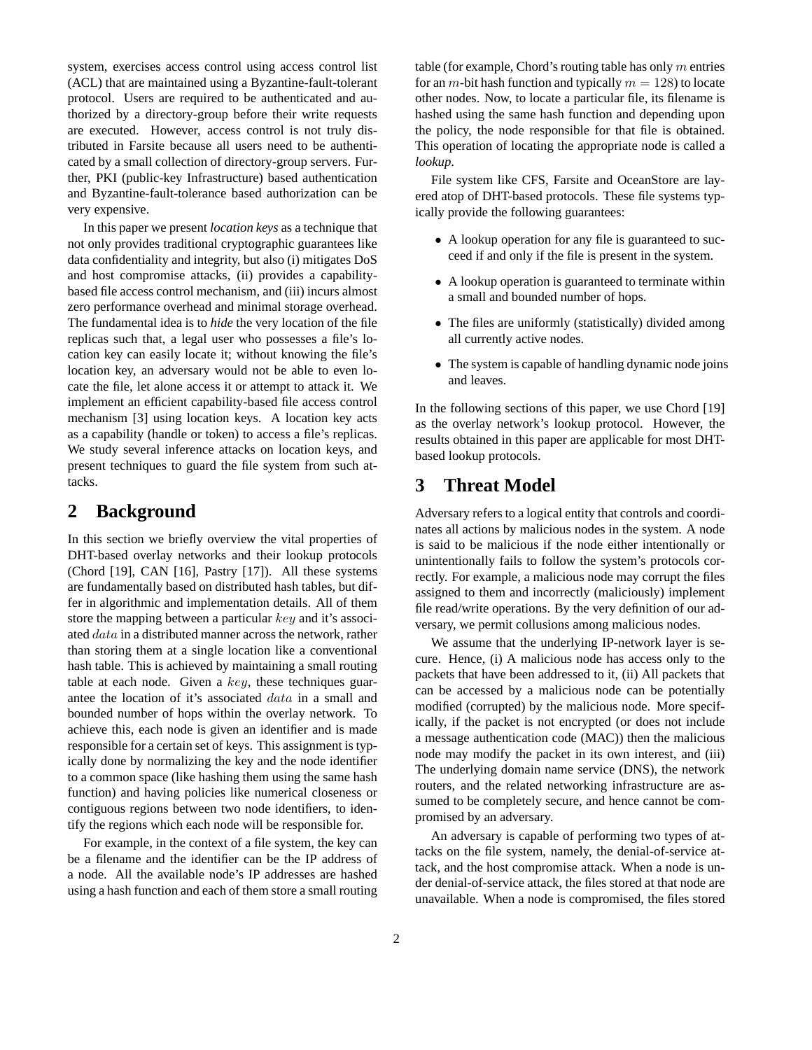system, exercises access control using access control list (ACL) that are maintained using a Byzantine-fault-tolerant protocol. Users are required to be authenticated and authorized by a directory-group before their write requests are executed. However, access control is not truly distributed in Farsite because all users need to be authenticated by a small collection of directory-group servers. Further, PKI (public-key Infrastructure) based authentication and Byzantine-fault-tolerance based authorization can be very expensive.

In this paper we present *location keys* as a technique that not only provides traditional cryptographic guarantees like data confidentiality and integrity, but also (i) mitigates DoS and host compromise attacks, (ii) provides a capability-based file access control mechanism, and (iii) incurs almost zero performance overhead and minimal storage overhead. The fundamental idea is to *hide* the very location of the file replicas such that, a legal user who possesses a file's location key can easily locate it; without knowing the file's location key, an adversary would not be able to even locate the file, let alone access it or attempt to attack it. We implement an efficient capability-based file access control mechanism [3] using location keys. A location key acts as a capability (handle or token) to access a file's replicas. We study several inference attacks on location keys, and present techniques to guard the file system from such attacks.

# 2 Background

In this section we briefly overview the vital properties of DHT-based overlay networks and their lookup protocols (Chord [19], CAN [16], Pastry [17]). All these systems are fundamentally based on distributed hash tables, but differ in algorithmic and implementation details. All of them store the mapping between a particular $key$ and it's associated $data$ in a distributed manner across the network, rather than storing them at a single location like a conventional hash table. This is achieved by maintaining a small routing table at each node. Given a $key$, these techniques guarantee the location of it's associated $data$ in a small and bounded number of hops within the overlay network. To achieve this, each node is given an identifier and is made responsible for a certain set of keys. This assignment is typically done by normalizing the key and the node identifier to a common space (like hashing them using the same hash function) and having policies like numerical closeness or contiguous regions between two node identifiers, to identify the regions which each node will be responsible for.

For example, in the context of a file system, the key can be a filename and the identifier can be the IP address of a node. All the available node's IP addresses are hashed using a hash function and each of them store a small routing table (for example, Chord's routing table has only $m$ entries for an $m$-bit hash function and typically $m = 128$) to locate other nodes. Now, to locate a particular file, its filename is hashed using the same hash function and depending upon the policy, the node responsible for that file is obtained. This operation of locating the appropriate node is called a *lookup*.

File system like CFS, Farsite and OceanStore are layered atop of DHT-based protocols. These file systems typically provide the following guarantees:

- A lookup operation for any file is guaranteed to succeed if and only if the file is present in the system.
- A lookup operation is guaranteed to terminate within a small and bounded number of hops.
- The files are uniformly (statistically) divided among all currently active nodes.
- The system is capable of handling dynamic node joins and leaves.

In the following sections of this paper, we use Chord [19] as the overlay network's lookup protocol. However, the results obtained in this paper are applicable for most DHT-based lookup protocols.

# 3 Threat Model

Adversary refers to a logical entity that controls and coordinates all actions by malicious nodes in the system. A node is said to be malicious if the node either intentionally or unintentionally fails to follow the system's protocols correctly. For example, a malicious node may corrupt the files assigned to them and incorrectly (maliciously) implement file read/write operations. By the very definition of our adversary, we permit collusions among malicious nodes.

We assume that the underlying IP-network layer is secure. Hence, (i) A malicious node has access only to the packets that have been addressed to it, (ii) All packets that can be accessed by a malicious node can be potentially modified (corrupted) by the malicious node. More specifically, if the packet is not encrypted (or does not include a message authentication code (MAC)) then the malicious node may modify the packet in its own interest, and (iii) The underlying domain name service (DNS), the network routers, and the related networking infrastructure are assumed to be completely secure, and hence cannot be compromised by an adversary.

An adversary is capable of performing two types of attacks on the file system, namely, the denial-of-service attack, and the host compromise attack. When a node is under denial-of-service attack, the files stored at that node are unavailable. When a node is compromised, the files stored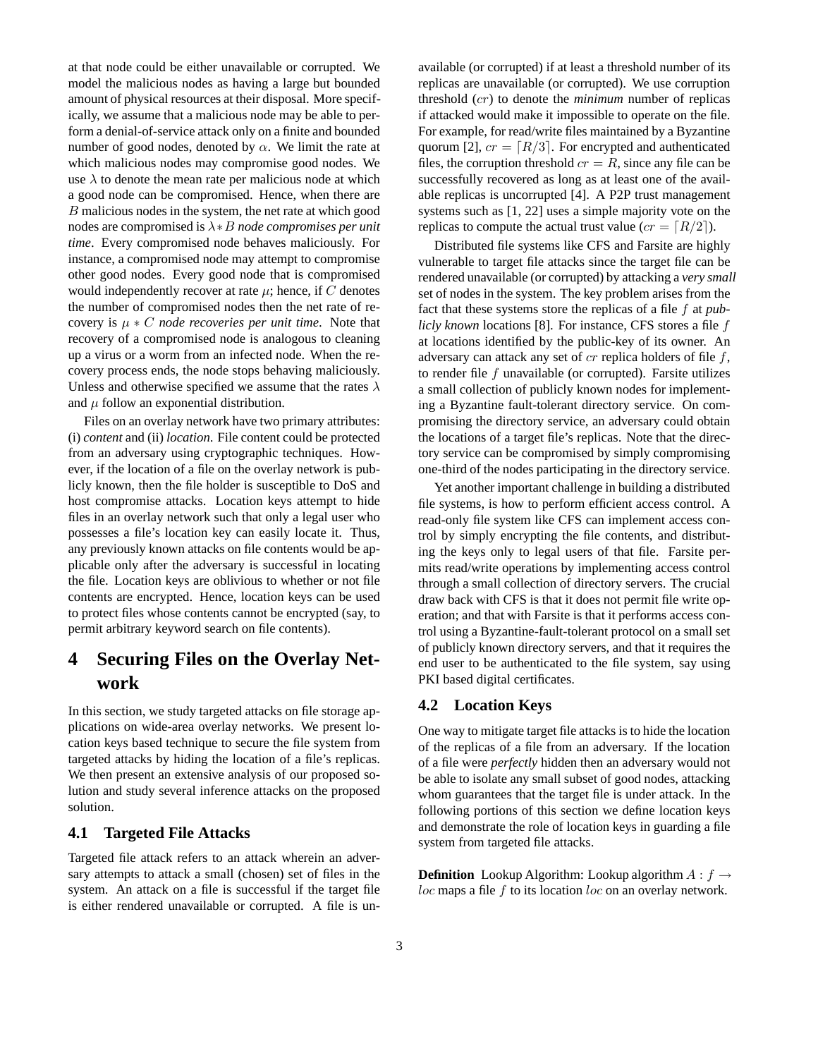at that node could be either unavailable or corrupted. We model the malicious nodes as having a large but bounded amount of physical resources at their disposal. More specifically, we assume that a malicious node may be able to perform a denial-of-service attack only on a finite and bounded number of good nodes, denoted by $\alpha$. We limit the rate at which malicious nodes may compromise good nodes. We use $\lambda$ to denote the mean rate per malicious node at which a good node can be compromised. Hence, when there are $B$ malicious nodes in the system, the net rate at which good nodes are compromised is $\lambda * B$ *node compromises per unit time*. Every compromised node behaves maliciously. For instance, a compromised node may attempt to compromise other good nodes. Every good node that is compromised would independently recover at rate $\mu$; hence, if $C$ denotes the number of compromised nodes then the net rate of recovery is $\mu * C$ *node recoveries per unit time*. Note that recovery of a compromised node is analogous to cleaning up a virus or a worm from an infected node. When the recovery process ends, the node stops behaving maliciously. Unless and otherwise specified we assume that the rates $\lambda$ and $\mu$ follow an exponential distribution.

Files on an overlay network have two primary attributes: (i) *content* and (ii) *location*. File content could be protected from an adversary using cryptographic techniques. However, if the location of a file on the overlay network is publicly known, then the file holder is susceptible to DoS and host compromise attacks. Location keys attempt to hide files in an overlay network such that only a legal user who possesses a file's location key can easily locate it. Thus, any previously known attacks on file contents would be applicable only after the adversary is successful in locating the file. Location keys are oblivious to whether or not file contents are encrypted. Hence, location keys can be used to protect files whose contents cannot be encrypted (say, to permit arbitrary keyword search on file contents).

# 4 Securing Files on the Overlay Network

In this section, we study targeted attacks on file storage applications on wide-area overlay networks. We present location keys based technique to secure the file system from targeted attacks by hiding the location of a file's replicas. We then present an extensive analysis of our proposed solution and study several inference attacks on the proposed solution.

## 4.1 Targeted File Attacks

Targeted file attack refers to an attack wherein an adversary attempts to attack a small (chosen) set of files in the system. An attack on a file is successful if the target file is either rendered unavailable or corrupted. A file is unavailable (or corrupted) if at least a threshold number of its replicas are unavailable (or corrupted). We use corruption threshold ($cr$) to denote the *minimum* number of replicas if attacked would make it impossible to operate on the file. For example, for read/write files maintained by a Byzantine quorum [2], $cr = \lceil R/3 \rceil$. For encrypted and authenticated files, the corruption threshold $cr = R$, since any file can be successfully recovered as long as at least one of the available replicas is uncorrupted [4]. A P2P trust management systems such as [1, 22] uses a simple majority vote on the replicas to compute the actual trust value ($cr = \lceil R/2 \rceil$).

Distributed file systems like CFS and Farsite are highly vulnerable to target file attacks since the target file can be rendered unavailable (or corrupted) by attacking a *very small* set of nodes in the system. The key problem arises from the fact that these systems store the replicas of a file $f$ at *publicly known* locations [8]. For instance, CFS stores a file $f$ at locations identified by the public-key of its owner. An adversary can attack any set of $cr$ replica holders of file $f$, to render file $f$ unavailable (or corrupted). Farsite utilizes a small collection of publicly known nodes for implementing a Byzantine fault-tolerant directory service. On compromising the directory service, an adversary could obtain the locations of a target file's replicas. Note that the directory service can be compromised by simply compromising one-third of the nodes participating in the directory service.

Yet another important challenge in building a distributed file systems, is how to perform efficient access control. A read-only file system like CFS can implement access control by simply encrypting the file contents, and distributing the keys only to legal users of that file. Farsite permits read/write operations by implementing access control through a small collection of directory servers. The crucial draw back with CFS is that it does not permit file write operation; and that with Farsite is that it performs access control using a Byzantine-fault-tolerant protocol on a small set of publicly known directory servers, and that it requires the end user to be authenticated to the file system, say using PKI based digital certificates.

## 4.2 Location Keys

One way to mitigate target file attacks is to hide the location of the replicas of a file from an adversary. If the location of a file were *perfectly* hidden then an adversary would not be able to isolate any small subset of good nodes, attacking whom guarantees that the target file is under attack. In the following portions of this section we define location keys and demonstrate the role of location keys in guarding a file system from targeted file attacks.

**Definition** Lookup Algorithm: Lookup algorithm $A : f \rightarrow loc$ maps a file $f$ to its location $loc$ on an overlay network.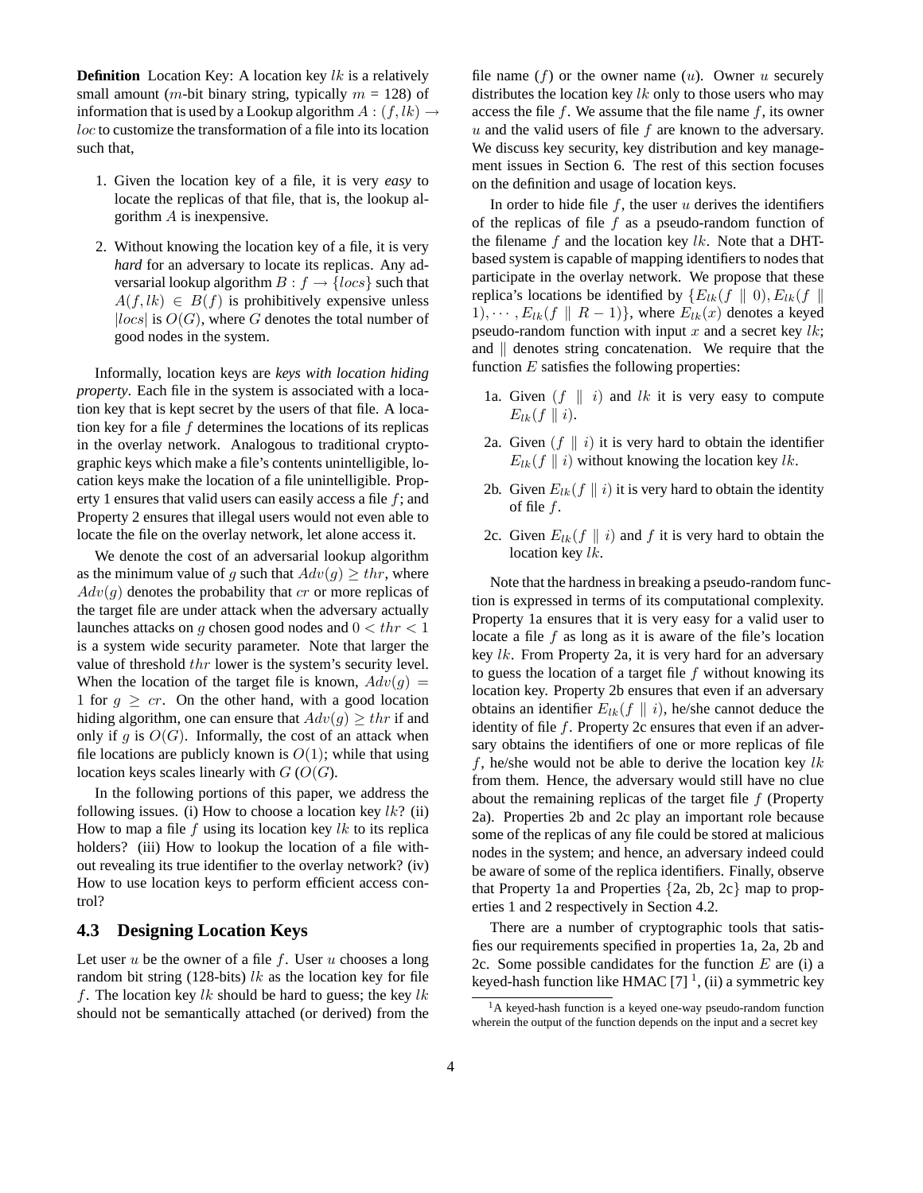**Definition** Location Key: A location key $lk$ is a relatively small amount ($m$-bit binary string, typically $m$ = 128) of information that is used by a Lookup algorithm $A : (f, lk) \rightarrow loc$ to customize the transformation of a file into its location such that,

1. Given the location key of a file, it is very *easy* to locate the replicas of that file, that is, the lookup algorithm $A$ is inexpensive.
2. Without knowing the location key of a file, it is very *hard* for an adversary to locate its replicas. Any adversarial lookup algorithm $B : f \rightarrow \{locs\}$ such that $A(f, lk) \in B(f)$ is prohibitively expensive unless $|locs|$ is $O(G)$, where $G$ denotes the total number of good nodes in the system.

Informally, location keys are *keys with location hiding property*. Each file in the system is associated with a location key that is kept secret by the users of that file. A location key for a file $f$ determines the locations of its replicas in the overlay network. Analogous to traditional cryptographic keys which make a file's contents unintelligible, location keys make the location of a file unintelligible. Property 1 ensures that valid users can easily access a file $f$; and Property 2 ensures that illegal users would not even able to locate the file on the overlay network, let alone access it.

We denote the cost of an adversarial lookup algorithm as the minimum value of $g$ such that $Adv(g) \geq thr$, where $Adv(g)$ denotes the probability that $cr$ or more replicas of the target file are under attack when the adversary actually launches attacks on $g$ chosen good nodes and $0 < thr < 1$ is a system wide security parameter. Note that larger the value of threshold $thr$ lower is the system's security level. When the location of the target file is known, $Adv(g) = 1$ for $g \geq cr$. On the other hand, with a good location hiding algorithm, one can ensure that $Adv(g) \geq thr$ if and only if $g$ is $O(G)$. Informally, the cost of an attack when file locations are publicly known is $O(1)$; while that using location keys scales linearly with $G$ ($O(G)$.

In the following portions of this paper, we address the following issues. (i) How to choose a location key $lk$? (ii) How to map a file $f$ using its location key $lk$ to its replica holders? (iii) How to lookup the location of a file without revealing its true identifier to the overlay network? (iv) How to use location keys to perform efficient access control?

### 4.3 Designing Location Keys

Let user $u$ be the owner of a file $f$. User $u$ chooses a long random bit string (128-bits) $lk$ as the location key for file $f$. The location key $lk$ should be hard to guess; the key $lk$ should not be semantically attached (or derived) from the file name ($f$) or the owner name ($u$). Owner $u$ securely distributes the location key $lk$ only to those users who may access the file $f$. We assume that the file name $f$, its owner $u$ and the valid users of file $f$ are known to the adversary. We discuss key security, key distribution and key management issues in Section 6. The rest of this section focuses on the definition and usage of location keys.

In order to hide file $f$, the user $u$ derives the identifiers of the replicas of file $f$ as a pseudo-random function of the filename $f$ and the location key $lk$. Note that a DHT-based system is capable of mapping identifiers to nodes that participate in the overlay network. We propose that these replica's locations be identified by $\{E_{lk}(f \parallel 0), E_{lk}(f \parallel 1), \cdots, E_{lk}(f \parallel R-1)\}$, where $E_{lk}(x)$ denotes a keyed pseudo-random function with input $x$ and a secret key $lk$; and $\parallel$ denotes string concatenation. We require that the function $E$ satisfies the following properties:

1a. Given $(f \parallel i)$ and $lk$ it is very easy to compute $E_{lk}(f \parallel i)$.

2a. Given $(f \parallel i)$ it is very hard to obtain the identifier $E_{lk}(f \parallel i)$ without knowing the location key $lk$.

2b. Given $E_{lk}(f \parallel i)$ it is very hard to obtain the identity of file $f$.

2c. Given $E_{lk}(f \parallel i)$ and $f$ it is very hard to obtain the location key $lk$.

Note that the hardness in breaking a pseudo-random function is expressed in terms of its computational complexity. Property 1a ensures that it is very easy for a valid user to locate a file $f$ as long as it is aware of the file's location key $lk$. From Property 2a, it is very hard for an adversary to guess the location of a target file $f$ without knowing its location key. Property 2b ensures that even if an adversary obtains an identifier $E_{lk}(f \parallel i)$, he/she cannot deduce the identity of file $f$. Property 2c ensures that even if an adversary obtains the identifiers of one or more replicas of file $f$, he/she would not be able to derive the location key $lk$ from them. Hence, the adversary would still have no clue about the remaining replicas of the target file $f$ (Property 2a). Properties 2b and 2c play an important role because some of the replicas of any file could be stored at malicious nodes in the system; and hence, an adversary indeed could be aware of some of the replica identifiers. Finally, observe that Property 1a and Properties {2a, 2b, 2c} map to properties 1 and 2 respectively in Section 4.2.

There are a number of cryptographic tools that satisfies our requirements specified in properties 1a, 2a, 2b and 2c. Some possible candidates for the function $E$ are (i) a keyed-hash function like HMAC [7] [1], (ii) a symmetric key

[1] A keyed-hash function is a keyed one-way pseudo-random function wherein the output of the function depends on the input and a secret key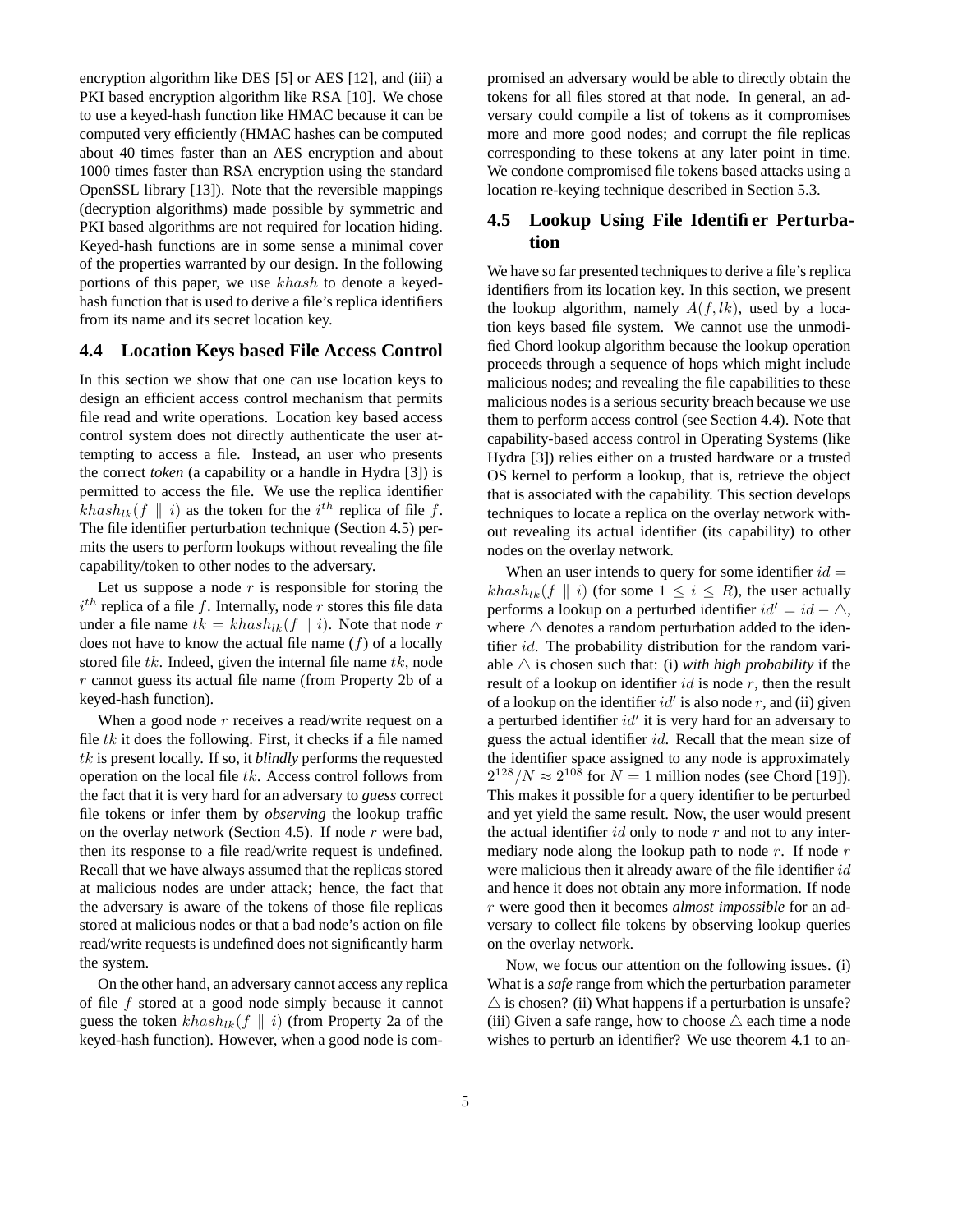encryption algorithm like DES [5] or AES [12], and (iii) a PKI based encryption algorithm like RSA [10]. We chose to use a keyed-hash function like HMAC because it can be computed very efficiently (HMAC hashes can be computed about 40 times faster than an AES encryption and about 1000 times faster than RSA encryption using the standard OpenSSL library [13]). Note that the reversible mappings (decryption algorithms) made possible by symmetric and PKI based algorithms are not required for location hiding. Keyed-hash functions are in some sense a minimal cover of the properties warranted by our design. In the following portions of this paper, we use $khash$ to denote a keyed-hash function that is used to derive a file's replica identifiers from its name and its secret location key.

## 4.4 Location Keys based File Access Control

In this section we show that one can use location keys to design an efficient access control mechanism that permits file read and write operations. Location key based access control system does not directly authenticate the user attempting to access a file. Instead, an user who presents the correct *token* (a capability or a handle in Hydra [3]) is permitted to access the file. We use the replica identifier $khash_{lk}(f \parallel i)$ as the token for the $i^{th}$ replica of file $f$. The file identifier perturbation technique (Section 4.5) permits the users to perform lookups without revealing the file capability/token to other nodes to the adversary.

Let us suppose a node $r$ is responsible for storing the $i^{th}$ replica of a file $f$. Internally, node $r$ stores this file data under a file name $tk = khash_{lk}(f \parallel i)$. Note that node $r$ does not have to know the actual file name ($f$) of a locally stored file $tk$. Indeed, given the internal file name $tk$, node $r$ cannot guess its actual file name (from Property 2b of a keyed-hash function).

When a good node $r$ receives a read/write request on a file $tk$ it does the following. First, it checks if a file named $tk$ is present locally. If so, it *blindly* performs the requested operation on the local file $tk$. Access control follows from the fact that it is very hard for an adversary to *guess* correct file tokens or infer them by *observing* the lookup traffic on the overlay network (Section 4.5). If node $r$ were bad, then its response to a file read/write request is undefined. Recall that we have always assumed that the replicas stored at malicious nodes are under attack; hence, the fact that the adversary is aware of the tokens of those file replicas stored at malicious nodes or that a bad node's action on file read/write requests is undefined does not significantly harm the system.

On the other hand, an adversary cannot access any replica of file $f$ stored at a good node simply because it cannot guess the token $khash_{lk}(f \parallel i)$ (from Property 2a of the keyed-hash function). However, when a good node is compromised an adversary would be able to directly obtain the tokens for all files stored at that node. In general, an adversary could compile a list of tokens as it compromises more and more good nodes; and corrupt the file replicas corresponding to these tokens at any later point in time. We condone compromised file tokens based attacks using a location re-keying technique described in Section 5.3.

## 4.5 Lookup Using File Identifier Perturbation

We have so far presented techniques to derive a file's replica identifiers from its location key. In this section, we present the lookup algorithm, namely $A(f, lk)$, used by a location keys based file system. We cannot use the unmodified Chord lookup algorithm because the lookup operation proceeds through a sequence of hops which might include malicious nodes; and revealing the file capabilities to these malicious nodes is a serious security breach because we use them to perform access control (see Section 4.4). Note that capability-based access control in Operating Systems (like Hydra [3]) relies either on a trusted hardware or a trusted OS kernel to perform a lookup, that is, retrieve the object that is associated with the capability. This section develops techniques to locate a replica on the overlay network without revealing its actual identifier (its capability) to other nodes on the overlay network.

When an user intends to query for some identifier $id = khash_{lk}(f \parallel i)$ (for some $1 \leq i \leq R$), the user actually performs a lookup on a perturbed identifier $id' = id - \triangle$, where $\triangle$ denotes a random perturbation added to the identifier $id$. The probability distribution for the random variable $\triangle$ is chosen such that: (i) *with high probability* if the result of a lookup on identifier $id$ is node $r$, then the result of a lookup on the identifier $id'$ is also node $r$, and (ii) given a perturbed identifier $id'$ it is very hard for an adversary to guess the actual identifier $id$. Recall that the mean size of the identifier space assigned to any node is approximately $2^{128}/N \approx 2^{108}$ for $N = 1$ million nodes (see Chord [19]). This makes it possible for a query identifier to be perturbed and yet yield the same result. Now, the user would present the actual identifier $id$ only to node $r$ and not to any intermediary node along the lookup path to node $r$. If node $r$ were malicious then it already aware of the file identifier $id$ and hence it does not obtain any more information. If node $r$ were good then it becomes *almost impossible* for an adversary to collect file tokens by observing lookup queries on the overlay network.

Now, we focus our attention on the following issues. (i) What is a *safe* range from which the perturbation parameter $\triangle$ is chosen? (ii) What happens if a perturbation is unsafe? (iii) Given a safe range, how to choose $\triangle$ each time a node wishes to perturb an identifier? We use theorem 4.1 to an-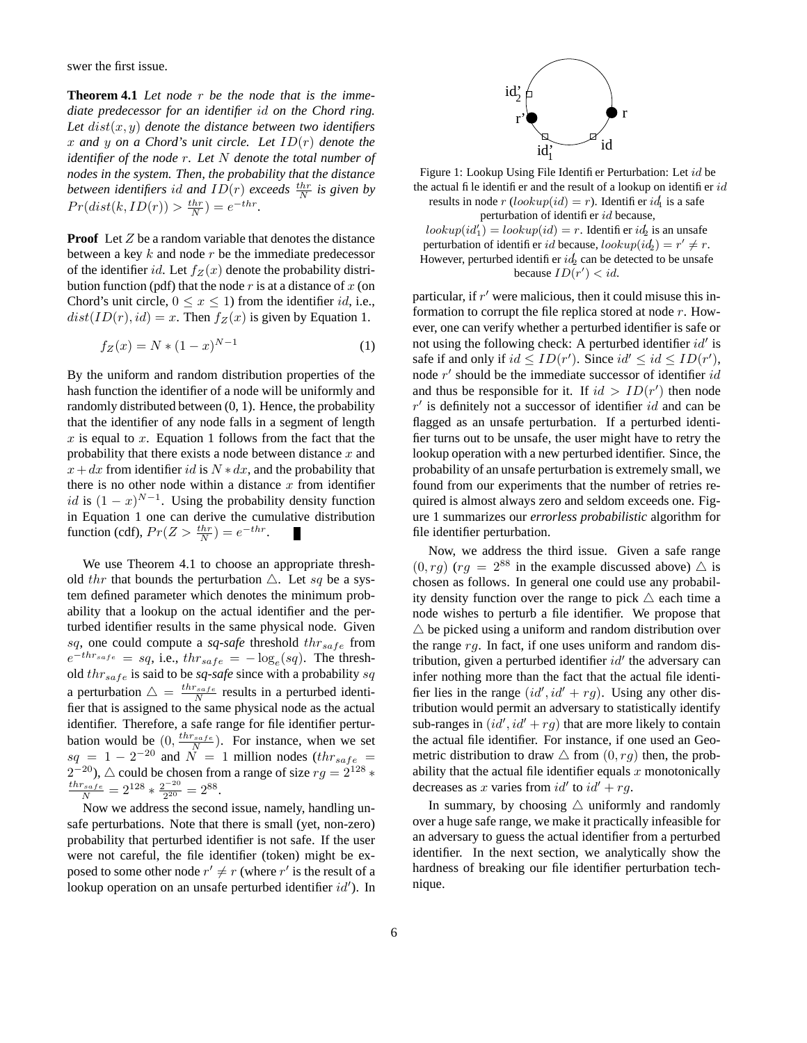swer the first issue.

**Theorem 4.1** *Let node $r$ be the node that is the immediate predecessor for an identifier $id$ on the Chord ring. Let $dist(x, y)$ denote the distance between two identifiers $x$ and $y$ on a Chord's unit circle. Let $ID(r)$ denote the identifier of the node $r$. Let $N$ denote the total number of nodes in the system. Then, the probability that the distance between identifiers $id$ and $ID(r)$ exceeds $\frac{thr}{N}$ is given by $Pr(dist(k, ID(r)) > \frac{thr}{N}) = e^{-thr}$.*

**Proof** Let $Z$ be a random variable that denotes the distance between a key $k$ and node $r$ be the immediate predecessor of the identifier $id$. Let $f_Z(x)$ denote the probability distribution function (pdf) that the node $r$ is at a distance of $x$ (on Chord's unit circle, $0 \leq x \leq 1$) from the identifier $id$, i.e., $dist(ID(r), id) = x$. Then $f_Z(x)$ is given by Equation 1.

$$f_Z(x) = N * (1 - x)^{N-1} \tag{1}$$

By the uniform and random distribution properties of the hash function the identifier of a node will be uniformly and randomly distributed between (0, 1). Hence, the probability that the identifier of any node falls in a segment of length $x$ is equal to $x$. Equation 1 follows from the fact that the probability that there exists a node between distance $x$ and $x + dx$ from identifier $id$ is $N * dx$, and the probability that there is no other node within a distance $x$ from identifier $id$ is $(1 - x)^{N-1}$. Using the probability density function in Equation 1 one can derive the cumulative distribution function (cdf), $Pr(Z > \frac{thr}{N}) = e^{-thr}$. ∎

We use Theorem 4.1 to choose an appropriate threshold $thr$ that bounds the perturbation $\triangle$. Let $sq$ be a system defined parameter which denotes the minimum probability that a lookup on the actual identifier and the perturbed identifier results in the same physical node. Given $sq$, one could compute a ***sq-safe*** threshold $thr_{safe}$ from $e^{-thr_{safe}} = sq$, i.e., $thr_{safe} = -\log_e(sq)$. The threshold $thr_{safe}$ is said to be ***sq-safe*** since with a probability $sq$ a perturbation $\triangle = \frac{thr_{safe}}{N}$ results in a perturbed identifier that is assigned to the same physical node as the actual identifier. Therefore, a safe range for file identifier perturbation would be $(0, \frac{thr_{safe}}{N})$. For instance, when we set $sq = 1 - 2^{-20}$ and $N = 1$ million nodes ($thr_{safe} = 2^{-20}$), $\triangle$ could be chosen from a range of size $rg = 2^{128} * \frac{thr_{safe}}{N} = 2^{128} * \frac{2^{-20}}{2^{20}} = 2^{88}$.

Now we address the second issue, namely, handling unsafe perturbations. Note that there is small (yet, non-zero) probability that perturbed identifier is not safe. If the user were not careful, the file identifier (token) might be exposed to some other node $r' \neq r$ (where $r'$ is the result of a lookup operation on an unsafe perturbed identifier $id'$). In particular, if $r'$ were malicious, then it could misuse this information to corrupt the file replica stored at node $r$. However, one can verify whether a perturbed identifier is safe or not using the following check: A perturbed identifier $id'$ is safe if and only if $id \leq ID(r')$. Since $id' \leq id \leq ID(r')$, node $r'$ should be the immediate successor of identifier $id$ and thus be responsible for it. If $id > ID(r')$ then node $r'$ is definitely not a successor of identifier $id$ and can be flagged as an unsafe perturbation. If a perturbed identifier turns out to be unsafe, the user might have to retry the lookup operation with a new perturbed identifier. Since, the probability of an unsafe perturbation is extremely small, we found from our experiments that the number of retries required is almost always zero and seldom exceeds one. Figure 1 summarizes our ***errorless probabilistic*** algorithm for file identifier perturbation.

Figure 1: Lookup Using File Identifier Perturbation: Let $id$ be the actual file identifier and the result of a lookup on identifier $id$ results in node $r$ ($lookup(id) = r$). Identifier $id_1'$ is a safe perturbation of identifier $id$ because, $lookup(id_1') = lookup(id) = r$. Identifier $id_2'$ is an unsafe perturbation of identifier $id$ because, $lookup(id_2') = r' \neq r$. However, perturbed identifier $id_2'$ can be detected to be unsafe because $ID(r') < id$.

Now, we address the third issue. Given a safe range $(0, rg)$ ($rg = 2^{88}$ in the example discussed above) $\triangle$ is chosen as follows. In general one could use any probability density function over the range to pick $\triangle$ each time a node wishes to perturb a file identifier. We propose that $\triangle$ be picked using a uniform and random distribution over the range $rg$. In fact, if one uses uniform and random distribution, given a perturbed identifier $id'$ the adversary can infer nothing more than the fact that the actual file identifier lies in the range $(id', id' + rg)$. Using any other distribution would permit an adversary to statistically identify sub-ranges in $(id', id' + rg)$ that are more likely to contain the actual file identifier. For instance, if one used an Geometric distribution to draw $\triangle$ from $(0, rg)$ then, the probability that the actual file identifier equals $x$ monotonically decreases as $x$ varies from $id'$ to $id' + rg$.

In summary, by choosing $\triangle$ uniformly and randomly over a huge safe range, we make it practically infeasible for an adversary to guess the actual identifier from a perturbed identifier. In the next section, we analytically show the hardness of breaking our file identifier perturbation technique.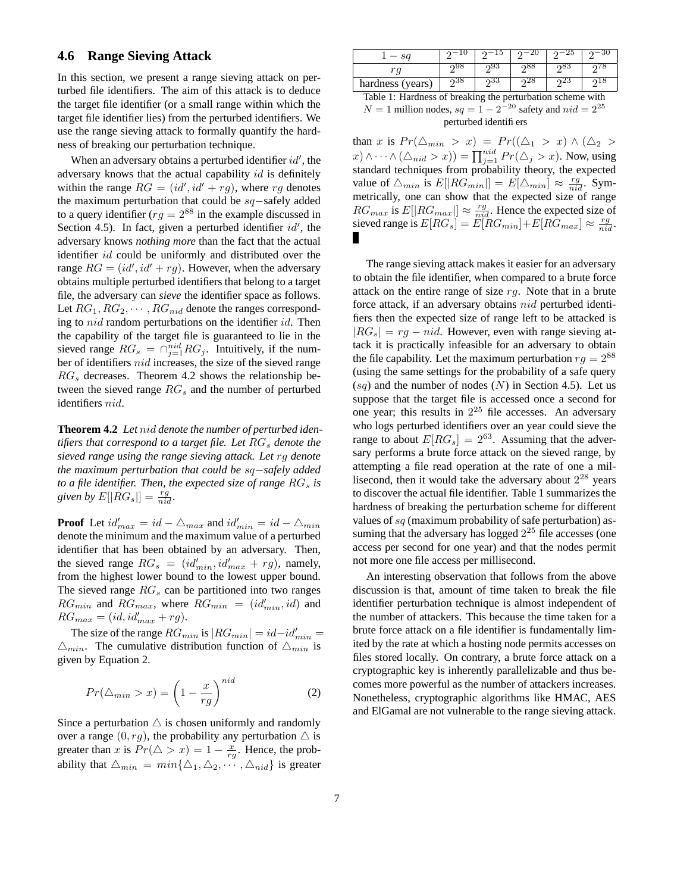### 4.6 Range Sieving Attack

In this section, we present a range sieving attack on perturbed file identifiers. The aim of this attack is to deduce the target file identifier (or a small range within which the target file identifier lies) from the perturbed identifiers. We use the range sieving attack to formally quantify the hardness of breaking our perturbation technique.

When an adversary obtains a perturbed identifier $id'$, the adversary knows that the actual capability $id$ is definitely within the range $RG = (id', id' + rg)$, where $rg$ denotes the maximum perturbation that could be $sq-$safely added to a query identifier ($rg = 2^{88}$ in the example discussed in Section 4.5). In fact, given a perturbed identifier $id'$, the adversary knows *nothing more* than the fact that the actual identifier $id$ could be uniformly and distributed over the range $RG = (id', id' + rg)$. However, when the adversary obtains multiple perturbed identifiers that belong to a target file, the adversary can *sieve* the identifier space as follows. Let $RG_1, RG_2, \cdots, RG_{nid}$ denote the ranges corresponding to $nid$ random perturbations on the identifier $id$. Then the capability of the target file is guaranteed to lie in the sieved range $RG_s = \cap_{j=1}^{nid} RG_j$. Intuitively, if the number of identifiers $nid$ increases, the size of the sieved range $RG_s$ decreases. Theorem 4.2 shows the relationship between the sieved range $RG_s$ and the number of perturbed identifiers $nid$.

**Theorem 4.2** *Let $nid$ denote the number of perturbed identifiers that correspond to a target file. Let $RG_s$ denote the sieved range using the range sieving attack. Let $rg$ denote the maximum perturbation that could be $sq-$safely added to a file identifier. Then, the expected size of range $RG_s$ is given by $E[|RG_s|] = \frac{rg}{nid}$.*

**Proof** Let $id'_{max} = id - \triangle_{max}$ and $id'_{min} = id - \triangle_{min}$ denote the minimum and the maximum value of a perturbed identifier that has been obtained by an adversary. Then, the sieved range $RG_s = (id'_{min}, id'_{max} + rg)$, namely, from the highest lower bound to the lowest upper bound. The sieved range $RG_s$ can be partitioned into two ranges $RG_{min}$ and $RG_{max}$, where $RG_{min} = (id'_{min}, id)$ and $RG_{max} = (id, id'_{max} + rg)$.

The size of the range $RG_{min}$ is $|RG_{min}| = id - id'_{min} = \triangle_{min}$. The cumulative distribution function of $\triangle_{min}$ is given by Equation 2.

$$Pr(\triangle_{min} > x) = \left(1 - \frac{x}{rg}\right)^{nid} \tag{2}$$

Since a perturbation $\triangle$ is chosen uniformly and randomly over a range $(0, rg)$, the probability any perturbation $\triangle$ is greater than $x$ is $Pr(\triangle > x) = 1 - \frac{x}{rg}$. Hence, the probability that $\triangle_{min} = min\{\triangle_1, \triangle_2, \cdots, \triangle_{nid}\}$ is greater than $x$ is $Pr(\triangle_{min} > x) = Pr((\triangle_1 > x) \wedge (\triangle_2 > x) \wedge \cdots \wedge (\triangle_{nid} > x)) = \prod_{j=1}^{nid} Pr(\triangle_j > x)$. Now, using standard techniques from probability theory, the expected value of $\triangle_{min}$ is $E[|RG_{min}|] = E[\triangle_{min}] \approx \frac{rg}{nid}$. Symmetrically, one can show that the expected size of range $RG_{max}$ is $E[|RG_{max}|] \approx \frac{rg}{nid}$. Hence the expected size of sieved range is $E[RG_s] = E[RG_{min}] + E[RG_{max}] \approx \frac{rg}{nid}$. ∎

| $1 - sq$ | $2^{-10}$ | $2^{-15}$ | $2^{-20}$ | $2^{-25}$ | $2^{-30}$ |
|---|---|---|---|---|---|
| $rg$ | $2^{98}$ | $2^{93}$ | $2^{88}$ | $2^{83}$ | $2^{78}$ |
| hardness (years) | $2^{38}$ | $2^{33}$ | $2^{28}$ | $2^{23}$ | $2^{18}$ |

Table 1: Hardness of breaking the perturbation scheme with $N = 1$ million nodes, $sq = 1 - 2^{-20}$ safety and $nid = 2^{25}$ perturbed identifiers

The range sieving attack makes it easier for an adversary to obtain the file identifier, when compared to a brute force attack on the entire range of size $rg$. Note that in a brute force attack, if an adversary obtains $nid$ perturbed identifiers then the expected size of range left to be attacked is $|RG_s| = rg - nid$. However, even with range sieving attack it is practically infeasible for an adversary to obtain the file capability. Let the maximum perturbation $rg = 2^{88}$ (using the same settings for the probability of a safe query ($sq$) and the number of nodes ($N$) in Section 4.5). Let us suppose that the target file is accessed once a second for one year; this results in $2^{25}$ file accesses. An adversary who logs perturbed identifiers over an year could sieve the range to about $E[RG_s] = 2^{63}$. Assuming that the adversary performs a brute force attack on the sieved range, by attempting a file read operation at the rate of one a millisecond, then it would take the adversary about $2^{28}$ years to discover the actual file identifier. Table 1 summarizes the hardness of breaking the perturbation scheme for different values of $sq$ (maximum probability of safe perturbation) assuming that the adversary has logged $2^{25}$ file accesses (one access per second for one year) and that the nodes permit not more one file access per millisecond.

An interesting observation that follows from the above discussion is that, amount of time taken to break the file identifier perturbation technique is almost independent of the number of attackers. This because the time taken for a brute force attack on a file identifier is fundamentally limited by the rate at which a hosting node permits accesses on files stored locally. On contrary, a brute force attack on a cryptographic key is inherently parallelizable and thus becomes more powerful as the number of attackers increases. Nonetheless, cryptographic algorithms like HMAC, AES and ElGamal are not vulnerable to the range sieving attack.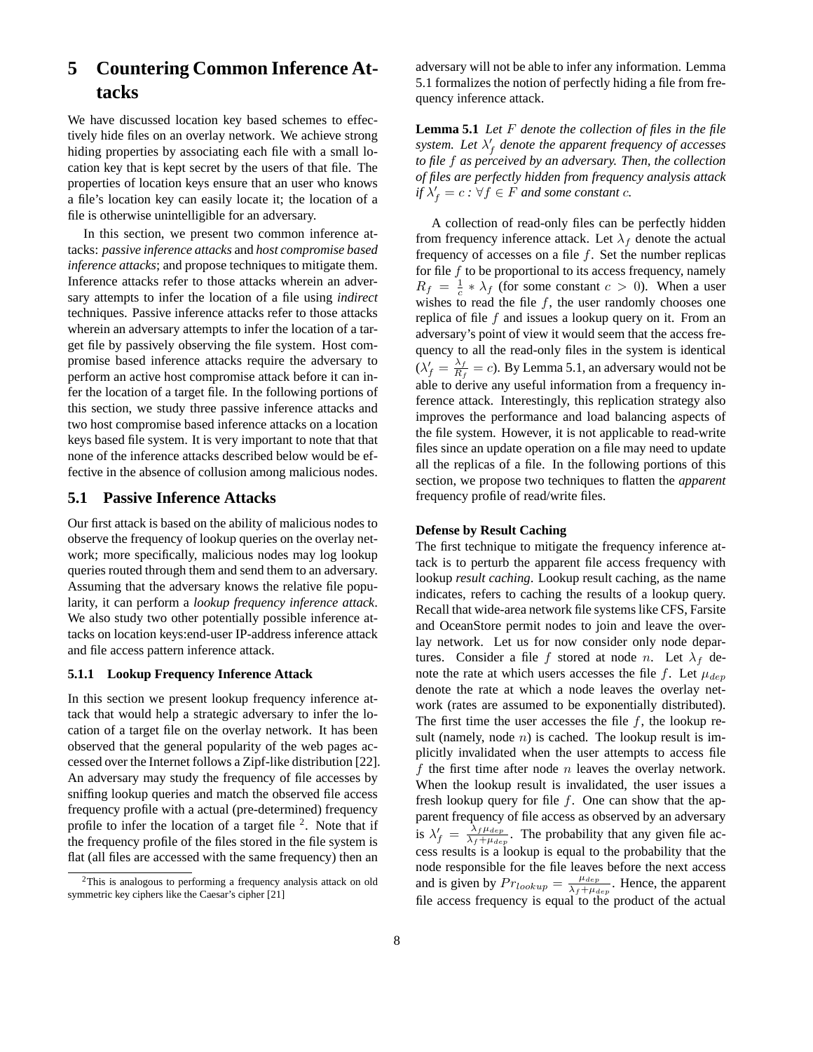# 5 Countering Common Inference Attacks

We have discussed location key based schemes to effectively hide files on an overlay network. We achieve strong hiding properties by associating each file with a small location key that is kept secret by the users of that file. The properties of location keys ensure that an user who knows a file's location key can easily locate it; the location of a file is otherwise unintelligible for an adversary.

In this section, we present two common inference attacks: *passive inference attacks* and *host compromise based inference attacks*; and propose techniques to mitigate them. Inference attacks refer to those attacks wherein an adversary attempts to infer the location of a file using *indirect* techniques. Passive inference attacks refer to those attacks wherein an adversary attempts to infer the location of a target file by passively observing the file system. Host compromise based inference attacks require the adversary to perform an active host compromise attack before it can infer the location of a target file. In the following portions of this section, we study three passive inference attacks and two host compromise based inference attacks on a location keys based file system. It is very important to note that that none of the inference attacks described below would be effective in the absence of collusion among malicious nodes.

## 5.1 Passive Inference Attacks

Our first attack is based on the ability of malicious nodes to observe the frequency of lookup queries on the overlay network; more specifically, malicious nodes may log lookup queries routed through them and send them to an adversary. Assuming that the adversary knows the relative file popularity, it can perform a *lookup frequency inference attack*. We also study two other potentially possible inference attacks on location keys:end-user IP-address inference attack and file access pattern inference attack.

### 5.1.1 Lookup Frequency Inference Attack

In this section we present lookup frequency inference attack that would help a strategic adversary to infer the location of a target file on the overlay network. It has been observed that the general popularity of the web pages accessed over the Internet follows a Zipf-like distribution [22]. An adversary may study the frequency of file accesses by sniffing lookup queries and match the observed file access frequency profile with a actual (pre-determined) frequency profile to infer the location of a target file [2]. Note that if the frequency profile of the files stored in the file system is flat (all files are accessed with the same frequency) then an adversary will not be able to infer any information. Lemma 5.1 formalizes the notion of perfectly hiding a file from frequency inference attack.

[2] This is analogous to performing a frequency analysis attack on old symmetric key ciphers like the Caesar's cipher [21]

**Lemma 5.1** *Let $F$ denote the collection of files in the file system. Let $\lambda'_f$ denote the apparent frequency of accesses to file $f$ as perceived by an adversary. Then, the collection of files are perfectly hidden from frequency analysis attack if $\lambda'_f = c : \forall f \in F$ and some constant $c$.*

A collection of read-only files can be perfectly hidden from frequency inference attack. Let $\lambda_f$ denote the actual frequency of accesses on a file $f$. Set the number replicas for file $f$ to be proportional to its access frequency, namely $R_f = \frac{1}{c} * \lambda_f$ (for some constant $c > 0$). When a user wishes to read the file $f$, the user randomly chooses one replica of file $f$ and issues a lookup query on it. From an adversary's point of view it would seem that the access frequency to all the read-only files in the system is identical ($\lambda'_f = \frac{\lambda_f}{R_f} = c$). By Lemma 5.1, an adversary would not be able to derive any useful information from a frequency inference attack. Interestingly, this replication strategy also improves the performance and load balancing aspects of the file system. However, it is not applicable to read-write files since an update operation on a file may need to update all the replicas of a file. In the following portions of this section, we propose two techniques to flatten the *apparent* frequency profile of read/write files.

**Defense by Result Caching**

The first technique to mitigate the frequency inference attack is to perturb the apparent file access frequency with lookup *result caching*. Lookup result caching, as the name indicates, refers to caching the results of a lookup query. Recall that wide-area network file systems like CFS, Farsite and OceanStore permit nodes to join and leave the overlay network. Let us for now consider only node departures. Consider a file $f$ stored at node $n$. Let $\lambda_f$ denote the rate at which users accesses the file $f$. Let $\mu_{dep}$ denote the rate at which a node leaves the overlay network (rates are assumed to be exponentially distributed). The first time the user accesses the file $f$, the lookup result (namely, node $n$) is cached. The lookup result is implicitly invalidated when the user attempts to access file $f$ the first time after node $n$ leaves the overlay network. When the lookup result is invalidated, the user issues a fresh lookup query for file $f$. One can show that the apparent frequency of file access as observed by an adversary is $\lambda'_f = \frac{\lambda_f \mu_{dep}}{\lambda_f + \mu_{dep}}$. The probability that any given file access results is a lookup is equal to the probability that the node responsible for the file leaves before the next access and is given by $Pr_{lookup} = \frac{\mu_{dep}}{\lambda_f + \mu_{dep}}$. Hence, the apparent file access frequency is equal to the product of the actual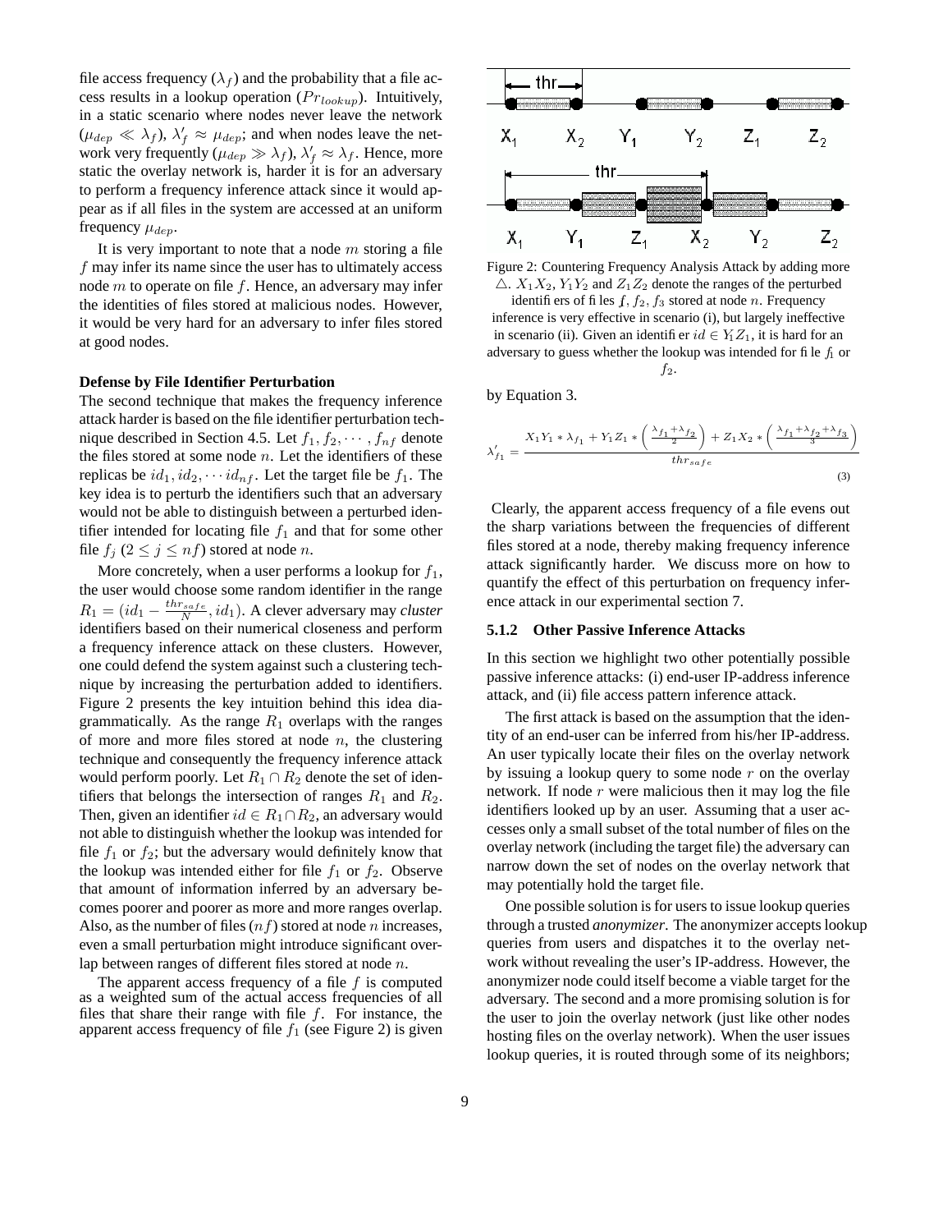file access frequency ($\lambda_f$) and the probability that a file access results in a lookup operation ($Pr_{lookup}$). Intuitively, in a static scenario where nodes never leave the network ($\mu_{dep} \ll \lambda_f$), $\lambda'_f \approx \mu_{dep}$; and when nodes leave the network very frequently ($\mu_{dep} \gg \lambda_f$), $\lambda'_f \approx \lambda_f$. Hence, more static the overlay network is, harder it is for an adversary to perform a frequency inference attack since it would appear as if all files in the system are accessed at an uniform frequency $\mu_{dep}$.

It is very important to note that a node $m$ storing a file $f$ may infer its name since the user has to ultimately access node $m$ to operate on file $f$. Hence, an adversary may infer the identities of files stored at malicious nodes. However, it would be very hard for an adversary to infer files stored at good nodes.

**Defense by File Identifier Perturbation**

The second technique that makes the frequency inference attack harder is based on the file identifier perturbation technique described in Section 4.5. Let $f_1, f_2, \cdots, f_{nf}$ denote the files stored at some node $n$. Let the identifiers of these replicas be $id_1, id_2, \cdots id_{nf}$. Let the target file be $f_1$. The key idea is to perturb the identifiers such that an adversary would not be able to distinguish between a perturbed identifier intended for locating file $f_1$ and that for some other file $f_j$ ($2 \leq j \leq nf$) stored at node $n$.

More concretely, when a user performs a lookup for $f_1$, the user would choose some random identifier in the range $R_1 = (id_1 - \frac{thr_{safe}}{N}, id_1)$. A clever adversary may *cluster* identifiers based on their numerical closeness and perform a frequency inference attack on these clusters. However, one could defend the system against such a clustering technique by increasing the perturbation added to identifiers. Figure 2 presents the key intuition behind this idea diagrammatically. As the range $R_1$ overlaps with the ranges of more and more files stored at node $n$, the clustering technique and consequently the frequency inference attack would perform poorly. Let $R_1 \cap R_2$ denote the set of identifiers that belongs the intersection of ranges $R_1$ and $R_2$. Then, given an identifier $id \in R_1 \cap R_2$, an adversary would not able to distinguish whether the lookup was intended for file $f_1$ or $f_2$; but the adversary would definitely know that the lookup was intended either for file $f_1$ or $f_2$. Observe that amount of information inferred by an adversary becomes poorer and poorer as more and more ranges overlap. Also, as the number of files ($nf$) stored at node $n$ increases, even a small perturbation might introduce significant overlap between ranges of different files stored at node $n$.

The apparent access frequency of a file $f$ is computed as a weighted sum of the actual access frequencies of all files that share their range with file $f$. For instance, the apparent access frequency of file $f_1$ (see Figure 2) is given by Equation 3.

Figure 2: Countering Frequency Analysis Attack by adding more $\triangle$. $X_1X_2$, $Y_1Y_2$ and $Z_1Z_2$ denote the ranges of the perturbed identifiers of files $f$, $f_2$, $f_3$ stored at node $n$. Frequency inference is very effective in scenario (i), but largely ineffective in scenario (ii). Given an identifier $id \in Y_1Z_1$, it is hard for an adversary to guess whether the lookup was intended for file $f_1$ or $f_2$.

$$\lambda'_{f_1} = \frac{X_1Y_1 * \lambda_{f_1} + Y_1Z_1 * \left(\frac{\lambda_{f_1}+\lambda_{f_2}}{2}\right) + Z_1X_2 * \left(\frac{\lambda_{f_1}+\lambda_{f_2}+\lambda_{f_3}}{3}\right)}{thr_{safe}} \tag{3}$$

Clearly, the apparent access frequency of a file evens out the sharp variations between the frequencies of different files stored at a node, thereby making frequency inference attack significantly harder. We discuss more on how to quantify the effect of this perturbation on frequency inference attack in our experimental section 7.

### 5.1.2 Other Passive Inference Attacks

In this section we highlight two other potentially possible passive inference attacks: (i) end-user IP-address inference attack, and (ii) file access pattern inference attack.

The first attack is based on the assumption that the identity of an end-user can be inferred from his/her IP-address. An user typically locate their files on the overlay network by issuing a lookup query to some node $r$ on the overlay network. If node $r$ were malicious then it may log the file identifiers looked up by an user. Assuming that a user accesses only a small subset of the total number of files on the overlay network (including the target file) the adversary can narrow down the set of nodes on the overlay network that may potentially hold the target file.

One possible solution is for users to issue lookup queries through a trusted *anonymizer*. The anonymizer accepts lookup queries from users and dispatches it to the overlay network without revealing the user's IP-address. However, the anonymizer node could itself become a viable target for the adversary. The second and a more promising solution is for the user to join the overlay network (just like other nodes hosting files on the overlay network). When the user issues lookup queries, it is routed through some of its neighbors;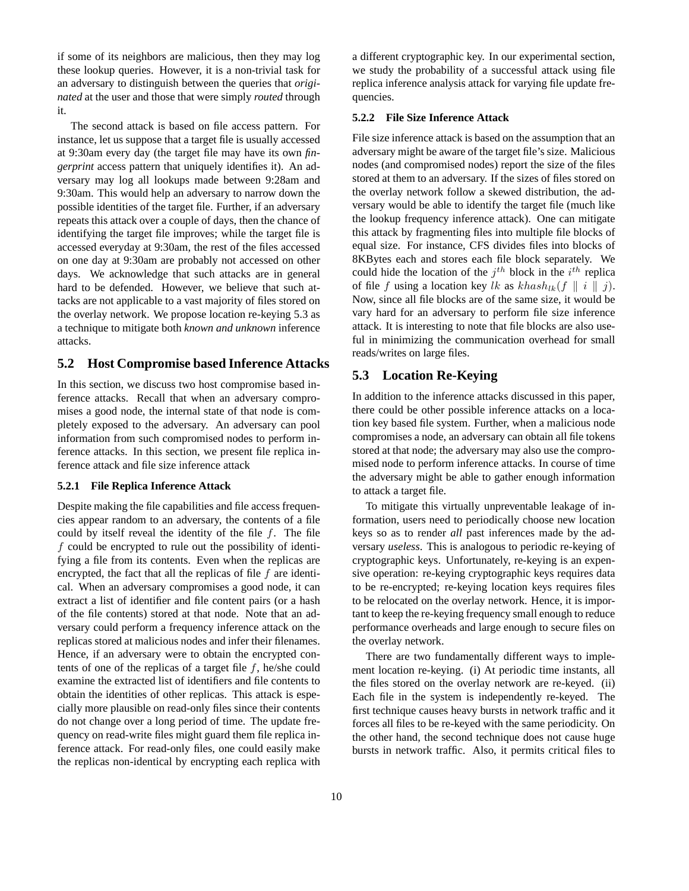if some of its neighbors are malicious, then they may log these lookup queries. However, it is a non-trivial task for an adversary to distinguish between the queries that *originated* at the user and those that were simply *routed* through it.

The second attack is based on file access pattern. For instance, let us suppose that a target file is usually accessed at 9:30am every day (the target file may have its own *fingerprint* access pattern that uniquely identifies it). An adversary may log all lookups made between 9:28am and 9:30am. This would help an adversary to narrow down the possible identities of the target file. Further, if an adversary repeats this attack over a couple of days, then the chance of identifying the target file improves; while the target file is accessed everyday at 9:30am, the rest of the files accessed on one day at 9:30am are probably not accessed on other days. We acknowledge that such attacks are in general hard to be defended. However, we believe that such attacks are not applicable to a vast majority of files stored on the overlay network. We propose location re-keying 5.3 as a technique to mitigate both *known and unknown* inference attacks.

## 5.2 Host Compromise based Inference Attacks

In this section, we discuss two host compromise based inference attacks. Recall that when an adversary compromises a good node, the internal state of that node is completely exposed to the adversary. An adversary can pool information from such compromised nodes to perform inference attacks. In this section, we present file replica inference attack and file size inference attack

### 5.2.1 File Replica Inference Attack

Despite making the file capabilities and file access frequencies appear random to an adversary, the contents of a file could by itself reveal the identity of the file $f$. The file $f$ could be encrypted to rule out the possibility of identifying a file from its contents. Even when the replicas are encrypted, the fact that all the replicas of file $f$ are identical. When an adversary compromises a good node, it can extract a list of identifier and file content pairs (or a hash of the file contents) stored at that node. Note that an adversary could perform a frequency inference attack on the replicas stored at malicious nodes and infer their filenames. Hence, if an adversary were to obtain the encrypted contents of one of the replicas of a target file $f$, he/she could examine the extracted list of identifiers and file contents to obtain the identities of other replicas. This attack is especially more plausible on read-only files since their contents do not change over a long period of time. The update frequency on read-write files might guard them file replica inference attack. For read-only files, one could easily make the replicas non-identical by encrypting each replica with a different cryptographic key. In our experimental section, we study the probability of a successful attack using file replica inference analysis attack for varying file update frequencies.

### 5.2.2 File Size Inference Attack

File size inference attack is based on the assumption that an adversary might be aware of the target file's size. Malicious nodes (and compromised nodes) report the size of the files stored at them to an adversary. If the sizes of files stored on the overlay network follow a skewed distribution, the adversary would be able to identify the target file (much like the lookup frequency inference attack). One can mitigate this attack by fragmenting files into multiple file blocks of equal size. For instance, CFS divides files into blocks of 8KBytes each and stores each file block separately. We could hide the location of the $j^{th}$ block in the $i^{th}$ replica of file $f$ using a location key $lk$ as $khash_{lk}(f \parallel i \parallel j)$. Now, since all file blocks are of the same size, it would be vary hard for an adversary to perform file size inference attack. It is interesting to note that file blocks are also useful in minimizing the communication overhead for small reads/writes on large files.

## 5.3 Location Re-Keying

In addition to the inference attacks discussed in this paper, there could be other possible inference attacks on a location key based file system. Further, when a malicious node compromises a node, an adversary can obtain all file tokens stored at that node; the adversary may also use the compromised node to perform inference attacks. In course of time the adversary might be able to gather enough information to attack a target file.

To mitigate this virtually unpreventable leakage of information, users need to periodically choose new location keys so as to render *all* past inferences made by the adversary *useless*. This is analogous to periodic re-keying of cryptographic keys. Unfortunately, re-keying is an expensive operation: re-keying cryptographic keys requires data to be re-encrypted; re-keying location keys requires files to be relocated on the overlay network. Hence, it is important to keep the re-keying frequency small enough to reduce performance overheads and large enough to secure files on the overlay network.

There are two fundamentally different ways to implement location re-keying. (i) At periodic time instants, all the files stored on the overlay network are re-keyed. (ii) Each file in the system is independently re-keyed. The first technique causes heavy bursts in network traffic and it forces all files to be re-keyed with the same periodicity. On the other hand, the second technique does not cause huge bursts in network traffic. Also, it permits critical files to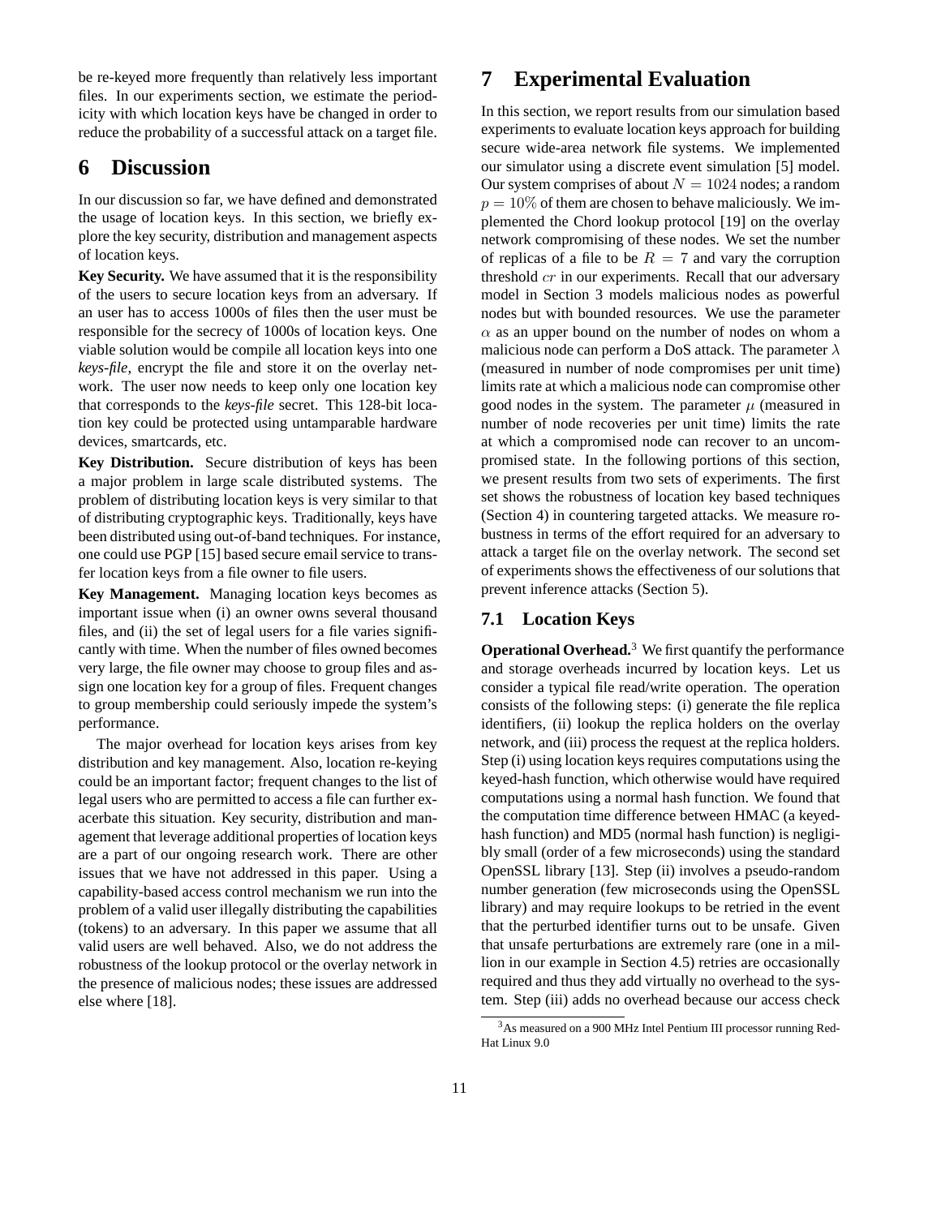be re-keyed more frequently than relatively less important files. In our experiments section, we estimate the periodicity with which location keys have be changed in order to reduce the probability of a successful attack on a target file.

# 6 Discussion

In our discussion so far, we have defined and demonstrated the usage of location keys. In this section, we briefly explore the key security, distribution and management aspects of location keys.

**Key Security.** We have assumed that it is the responsibility of the users to secure location keys from an adversary. If an user has to access 1000s of files then the user must be responsible for the secrecy of 1000s of location keys. One viable solution would be compile all location keys into one *keys-file*, encrypt the file and store it on the overlay network. The user now needs to keep only one location key that corresponds to the *keys-file* secret. This 128-bit location key could be protected using untamparable hardware devices, smartcards, etc.

**Key Distribution.** Secure distribution of keys has been a major problem in large scale distributed systems. The problem of distributing location keys is very similar to that of distributing cryptographic keys. Traditionally, keys have been distributed using out-of-band techniques. For instance, one could use PGP [15] based secure email service to transfer location keys from a file owner to file users.

**Key Management.** Managing location keys becomes as important issue when (i) an owner owns several thousand files, and (ii) the set of legal users for a file varies significantly with time. When the number of files owned becomes very large, the file owner may choose to group files and assign one location key for a group of files. Frequent changes to group membership could seriously impede the system's performance.

The major overhead for location keys arises from key distribution and key management. Also, location re-keying could be an important factor; frequent changes to the list of legal users who are permitted to access a file can further exacerbate this situation. Key security, distribution and management that leverage additional properties of location keys are a part of our ongoing research work. There are other issues that we have not addressed in this paper. Using a capability-based access control mechanism we run into the problem of a valid user illegally distributing the capabilities (tokens) to an adversary. In this paper we assume that all valid users are well behaved. Also, we do not address the robustness of the lookup protocol or the overlay network in the presence of malicious nodes; these issues are addressed else where [18].

# 7 Experimental Evaluation

In this section, we report results from our simulation based experiments to evaluate location keys approach for building secure wide-area network file systems. We implemented our simulator using a discrete event simulation [5] model. Our system comprises of about $N = 1024$ nodes; a random $p = 10\%$ of them are chosen to behave maliciously. We implemented the Chord lookup protocol [19] on the overlay network compromising of these nodes. We set the number of replicas of a file to be $R = 7$ and vary the corruption threshold $cr$ in our experiments. Recall that our adversary model in Section 3 models malicious nodes as powerful nodes but with bounded resources. We use the parameter $\alpha$ as an upper bound on the number of nodes on whom a malicious node can perform a DoS attack. The parameter $\lambda$ (measured in number of node compromises per unit time) limits rate at which a malicious node can compromise other good nodes in the system. The parameter $\mu$ (measured in number of node recoveries per unit time) limits the rate at which a compromised node can recover to an uncompromised state. In the following portions of this section, we present results from two sets of experiments. The first set shows the robustness of location key based techniques (Section 4) in countering targeted attacks. We measure robustness in terms of the effort required for an adversary to attack a target file on the overlay network. The second set of experiments shows the effectiveness of our solutions that prevent inference attacks (Section 5).

## 7.1 Location Keys

**Operational Overhead.**[3] We first quantify the performance and storage overheads incurred by location keys. Let us consider a typical file read/write operation. The operation consists of the following steps: (i) generate the file replica identifiers, (ii) lookup the replica holders on the overlay network, and (iii) process the request at the replica holders. Step (i) using location keys requires computations using the keyed-hash function, which otherwise would have required computations using a normal hash function. We found that the computation time difference between HMAC (a keyed-hash function) and MD5 (normal hash function) is negligibly small (order of a few microseconds) using the standard OpenSSL library [13]. Step (ii) involves a pseudo-random number generation (few microseconds using the OpenSSL library) and may require lookups to be retried in the event that the perturbed identifier turns out to be unsafe. Given that unsafe perturbations are extremely rare (one in a million in our example in Section 4.5) retries are occasionally required and thus they add virtually no overhead to the system. Step (iii) adds no overhead because our access check

[3] As measured on a 900 MHz Intel Pentium III processor running RedHat Linux 9.0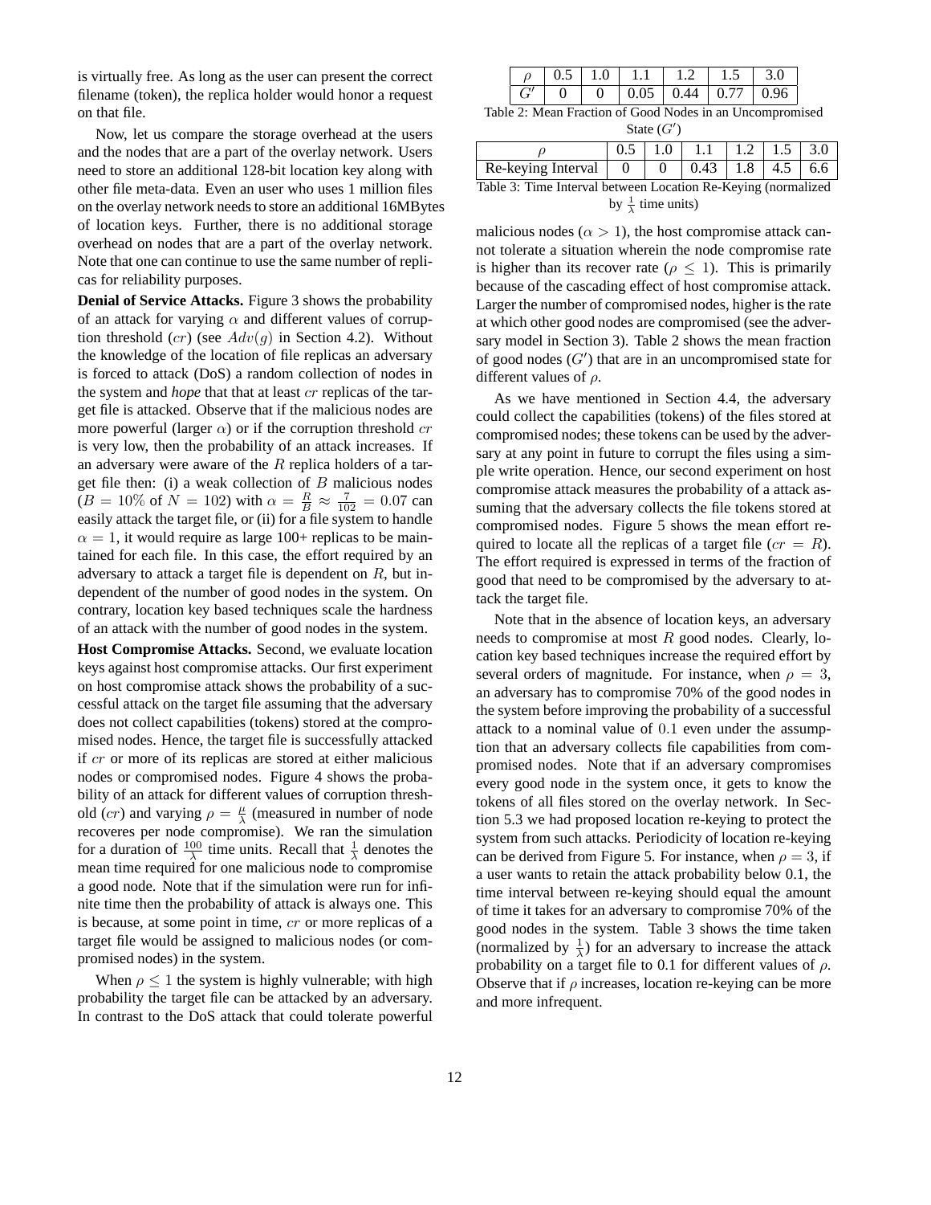is virtually free. As long as the user can present the correct filename (token), the replica holder would honor a request on that file.

Now, let us compare the storage overhead at the users and the nodes that are a part of the overlay network. Users need to store an additional 128-bit location key along with other file meta-data. Even an user who uses 1 million files on the overlay network needs to store an additional 16MBytes of location keys. Further, there is no additional storage overhead on nodes that are a part of the overlay network. Note that one can continue to use the same number of replicas for reliability purposes.

**Denial of Service Attacks.** Figure 3 shows the probability of an attack for varying $\alpha$ and different values of corruption threshold ($cr$) (see $Adv(g)$ in Section 4.2). Without the knowledge of the location of file replicas an adversary is forced to attack (DoS) a random collection of nodes in the system and *hope* that that at least $cr$ replicas of the target file is attacked. Observe that if the malicious nodes are more powerful (larger $\alpha$) or if the corruption threshold $cr$ is very low, then the probability of an attack increases. If an adversary were aware of the $R$ replica holders of a target file then: (i) a weak collection of $B$ malicious nodes ($B = 10\%$ of $N = 102$) with $\alpha = \frac{R}{B} \approx \frac{7}{102} = 0.07$ can easily attack the target file, or (ii) for a file system to handle $\alpha = 1$, it would require as large 100+ replicas to be maintained for each file. In this case, the effort required by an adversary to attack a target file is dependent on $R$, but independent of the number of good nodes in the system. On contrary, location key based techniques scale the hardness of an attack with the number of good nodes in the system.

**Host Compromise Attacks.** Second, we evaluate location keys against host compromise attacks. Our first experiment on host compromise attack shows the probability of a successful attack on the target file assuming that the adversary does not collect capabilities (tokens) stored at the compromised nodes. Hence, the target file is successfully attacked if $cr$ or more of its replicas are stored at either malicious nodes or compromised nodes. Figure 4 shows the probability of an attack for different values of corruption threshold ($cr$) and varying $\rho = \frac{\mu}{\lambda}$ (measured in number of node recoveres per node compromise). We ran the simulation for a duration of $\frac{100}{\lambda}$ time units. Recall that $\frac{1}{\lambda}$ denotes the mean time required for one malicious node to compromise a good node. Note that if the simulation were run for infinite time then the probability of attack is always one. This is because, at some point in time, $cr$ or more replicas of a target file would be assigned to malicious nodes (or compromised nodes) in the system.

When $\rho \leq 1$ the system is highly vulnerable; with high probability the target file can be attacked by an adversary. In contrast to the DoS attack that could tolerate powerful malicious nodes ($\alpha > 1$), the host compromise attack cannot tolerate a situation wherein the node compromise rate is higher than its recover rate ($\rho \leq 1$). This is primarily because of the cascading effect of host compromise attack. Larger the number of compromised nodes, higher is the rate at which other good nodes are compromised (see the adversary model in Section 3). Table 2 shows the mean fraction of good nodes ($G'$) that are in an uncompromised state for different values of $\rho$.

| $\rho$ | 0.5 | 1.0 | 1.1 | 1.2 | 1.5 | 3.0 |
|---|---|---|---|---|---|---|
| $G'$ | 0 | 0 | 0.05 | 0.44 | 0.77 | 0.96 |

Table 2: Mean Fraction of Good Nodes in an Uncompromised State ($G'$)

| $\rho$ | 0.5 | 1.0 | 1.1 | 1.2 | 1.5 | 3.0 |
|---|---|---|---|---|---|---|
| Re-keying Interval | 0 | 0 | 0.43 | 1.8 | 4.5 | 6.6 |

Table 3: Time Interval between Location Re-Keying (normalized by $\frac{1}{\lambda}$ time units)

As we have mentioned in Section 4.4, the adversary could collect the capabilities (tokens) of the files stored at compromised nodes; these tokens can be used by the adversary at any point in future to corrupt the files using a simple write operation. Hence, our second experiment on host compromise attack measures the probability of a attack assuming that the adversary collects the file tokens stored at compromised nodes. Figure 5 shows the mean effort required to locate all the replicas of a target file ($cr = R$). The effort required is expressed in terms of the fraction of good that need to be compromised by the adversary to attack the target file.

Note that in the absence of location keys, an adversary needs to compromise at most $R$ good nodes. Clearly, location key based techniques increase the required effort by several orders of magnitude. For instance, when $\rho = 3$, an adversary has to compromise 70% of the good nodes in the system before improving the probability of a successful attack to a nominal value of $0.1$ even under the assumption that an adversary collects file capabilities from compromised nodes. Note that if an adversary compromises every good node in the system once, it gets to know the tokens of all files stored on the overlay network. In Section 5.3 we had proposed location re-keying to protect the system from such attacks. Periodicity of location re-keying can be derived from Figure 5. For instance, when $\rho = 3$, if a user wants to retain the attack probability below 0.1, the time interval between re-keying should equal the amount of time it takes for an adversary to compromise 70% of the good nodes in the system. Table 3 shows the time taken (normalized by $\frac{1}{\lambda}$) for an adversary to increase the attack probability on a target file to 0.1 for different values of $\rho$. Observe that if $\rho$ increases, location re-keying can be more and more infrequent.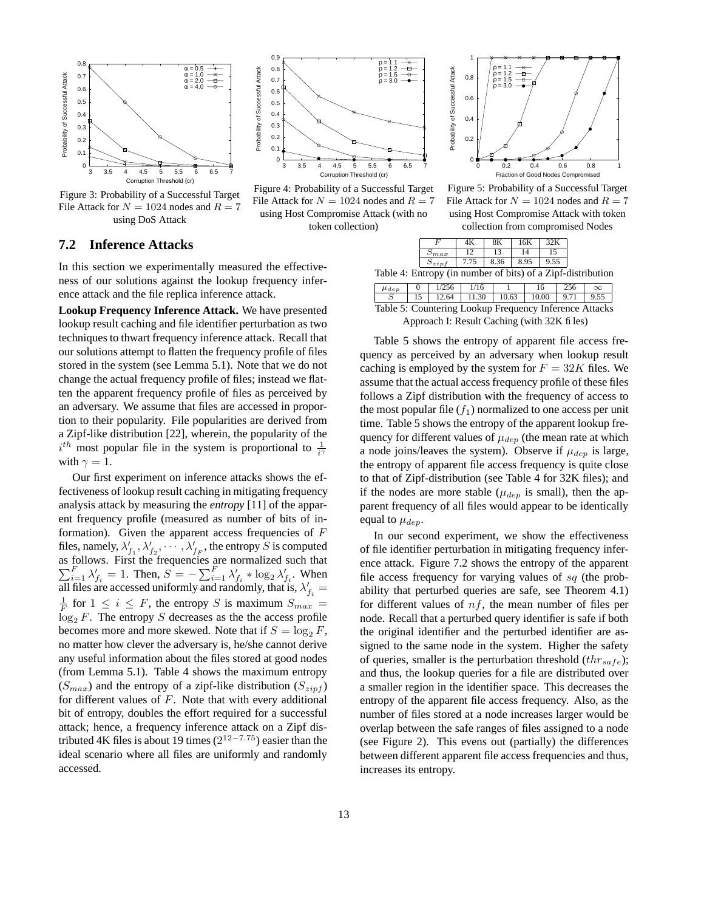Figure 3: Probability of a Successful Target File Attack for $N = 1024$ nodes and $R = 7$ using DoS Attack

Figure 4: Probability of a Successful Target File Attack for $N = 1024$ nodes and $R = 7$ using Host Compromise Attack (with no token collection)

Figure 5: Probability of a Successful Target File Attack for $N = 1024$ nodes and $R = 7$ using Host Compromise Attack with token collection from compromised Nodes

## 7.2 Inference Attacks

In this section we experimentally measured the effectiveness of our solutions against the lookup frequency inference attack and the file replica inference attack.

**Lookup Frequency Inference Attack.** We have presented lookup result caching and file identifier perturbation as two techniques to thwart frequency inference attack. Recall that our solutions attempt to flatten the frequency profile of files stored in the system (see Lemma 5.1). Note that we do not change the actual frequency profile of files; instead we flatten the apparent frequency profile of files as perceived by an adversary. We assume that files are accessed in proportion to their popularity. File popularities are derived from a Zipf-like distribution [22], wherein, the popularity of the $i^{th}$ most popular file in the system is proportional to $\frac{1}{i^\gamma}$ with $\gamma = 1$.

Our first experiment on inference attacks shows the effectiveness of lookup result caching in mitigating frequency analysis attack by measuring the *entropy* [11] of the apparent frequency profile (measured as number of bits of information). Given the apparent access frequencies of $F$ files, namely, $\lambda'_{f_1}, \lambda'_{f_2}, \cdots, \lambda'_{f_F}$, the entropy $S$ is computed as follows. First the frequencies are normalized such that $\sum_{i=1}^{F} \lambda'_{f_i} = 1$. Then, $S = -\sum_{i=1}^{F} \lambda'_{f_i} * \log_2 \lambda'_{f_i}$. When all files are accessed uniformly and randomly, that is, $\lambda'_{f_i} = \frac{1}{F}$ for $1 \leq i \leq F$, the entropy $S$ is maximum $S_{max} = \log_2 F$. The entropy $S$ decreases as the the access profile becomes more and more skewed. Note that if $S = \log_2 F$, no matter how clever the adversary is, he/she cannot derive any useful information about the files stored at good nodes (from Lemma 5.1). Table 4 shows the maximum entropy ($S_{max}$) and the entropy of a zipf-like distribution ($S_{zipf}$) for different values of $F$. Note that with every additional bit of entropy, doubles the effort required for a successful attack; hence, a frequency inference attack on a Zipf distributed 4K files is about 19 times ($2^{12-7.75}$) easier than the ideal scenario where all files are uniformly and randomly accessed.

| $F$ | 4K | 8K | 16K | 32K |
|---|---|---|---|---|
| $S_{max}$ | 12 | 13 | 14 | 15 |
| $S_{zipf}$ | 7.75 | 8.36 | 8.95 | 9.55 |

Table 4: Entropy (in number of bits) of a Zipf-distribution

| $\mu_{dep}$ | 0 | 1/256 | 1/16 | 1 | 16 | 256 | $\infty$ |
|---|---|---|---|---|---|---|---|
| $S$ | 15 | 12.64 | 11.30 | 10.63 | 10.00 | 9.71 | 9.55 |

Table 5: Countering Lookup Frequency Inference Attacks Approach I: Result Caching (with 32K files)

Table 5 shows the entropy of apparent file access frequency as perceived by an adversary when lookup result caching is employed by the system for $F = 32K$ files. We assume that the actual access frequency profile of these files follows a Zipf distribution with the frequency of access to the most popular file ($f_1$) normalized to one access per unit time. Table 5 shows the entropy of the apparent lookup frequency for different values of $\mu_{dep}$ (the mean rate at which a node joins/leaves the system). Observe if $\mu_{dep}$ is large, the entropy of apparent file access frequency is quite close to that of Zipf-distribution (see Table 4 for 32K files); and if the nodes are more stable ($\mu_{dep}$ is small), then the apparent frequency of all files would appear to be identically equal to $\mu_{dep}$.

In our second experiment, we show the effectiveness of file identifier perturbation in mitigating frequency inference attack. Figure 7.2 shows the entropy of the apparent file access frequency for varying values of $sq$ (the probability that perturbed queries are safe, see Theorem 4.1) for different values of $nf$, the mean number of files per node. Recall that a perturbed query identifier is safe if both the original identifier and the perturbed identifier are assigned to the same node in the system. Higher the safety of queries, smaller is the perturbation threshold ($thr_{safe}$); and thus, the lookup queries for a file are distributed over a smaller region in the identifier space. This decreases the entropy of the apparent file access frequency. Also, as the number of files stored at a node increases larger would be overlap between the safe ranges of files assigned to a node (see Figure 2). This evens out (partially) the differences between different apparent file access frequencies and thus, increases its entropy.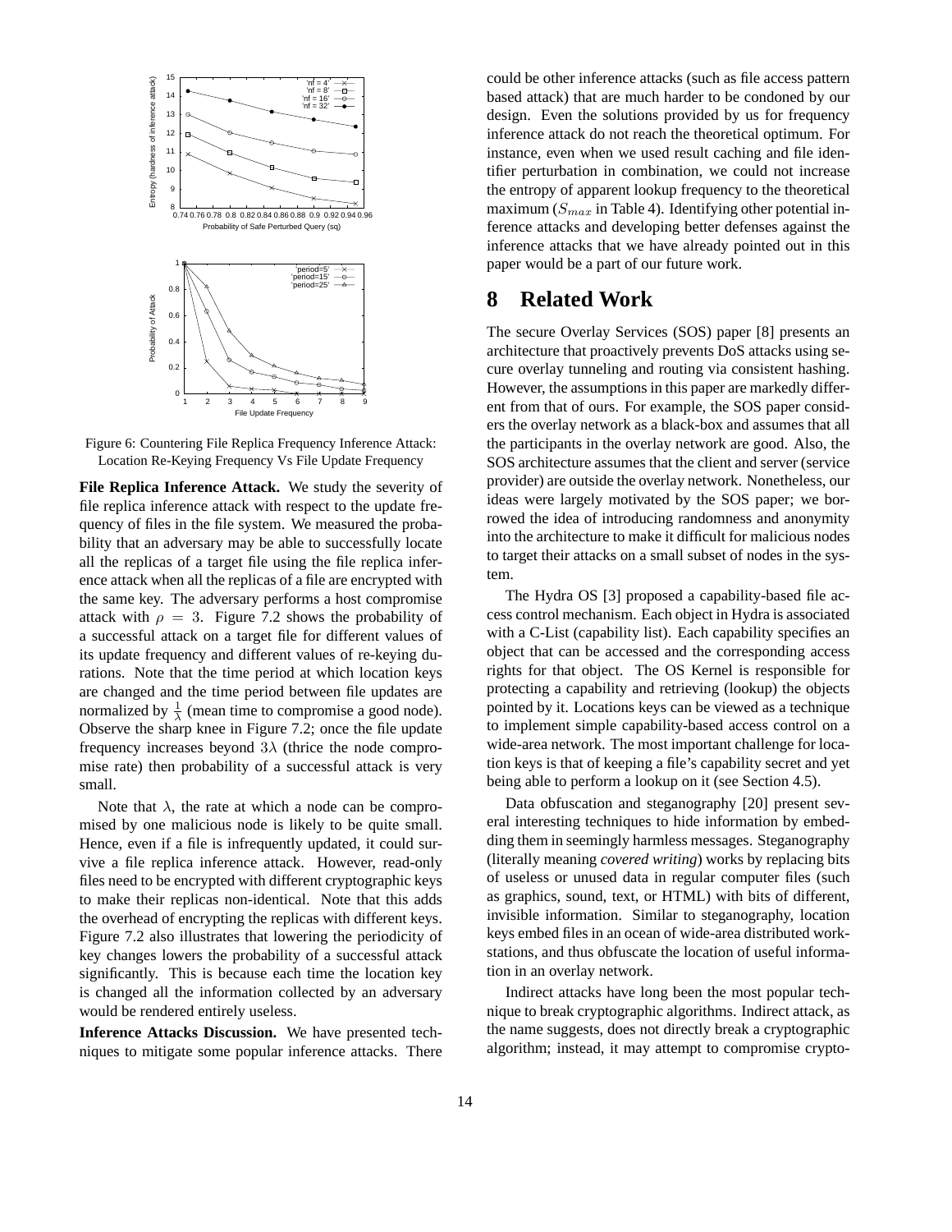Figure 6: Countering File Replica Frequency Inference Attack: Location Re-Keying Frequency Vs File Update Frequency

**File Replica Inference Attack.** We study the severity of file replica inference attack with respect to the update frequency of files in the file system. We measured the probability that an adversary may be able to successfully locate all the replicas of a target file using the file replica inference attack when all the replicas of a file are encrypted with the same key. The adversary performs a host compromise attack with $\rho = 3$. Figure 7.2 shows the probability of a successful attack on a target file for different values of its update frequency and different values of re-keying durations. Note that the time period at which location keys are changed and the time period between file updates are normalized by $\frac{1}{\lambda}$ (mean time to compromise a good node). Observe the sharp knee in Figure 7.2; once the file update frequency increases beyond $3\lambda$ (thrice the node compromise rate) then probability of a successful attack is very small.

Note that $\lambda$, the rate at which a node can be compromised by one malicious node is likely to be quite small. Hence, even if a file is infrequently updated, it could survive a file replica inference attack. However, read-only files need to be encrypted with different cryptographic keys to make their replicas non-identical. Note that this adds the overhead of encrypting the replicas with different keys. Figure 7.2 also illustrates that lowering the periodicity of key changes lowers the probability of a successful attack significantly. This is because each time the location key is changed all the information collected by an adversary would be rendered entirely useless.

**Inference Attacks Discussion.** We have presented techniques to mitigate some popular inference attacks. There could be other inference attacks (such as file access pattern based attack) that are much harder to be condoned by our design. Even the solutions provided by us for frequency inference attack do not reach the theoretical optimum. For instance, even when we used result caching and file identifier perturbation in combination, we could not increase the entropy of apparent lookup frequency to the theoretical maximum ($S_{max}$ in Table 4). Identifying other potential inference attacks and developing better defenses against the inference attacks that we have already pointed out in this paper would be a part of our future work.

# 8 Related Work

The secure Overlay Services (SOS) paper [8] presents an architecture that proactively prevents DoS attacks using secure overlay tunneling and routing via consistent hashing. However, the assumptions in this paper are markedly different from that of ours. For example, the SOS paper considers the overlay network as a black-box and assumes that all the participants in the overlay network are good. Also, the SOS architecture assumes that the client and server (service provider) are outside the overlay network. Nonetheless, our ideas were largely motivated by the SOS paper; we borrowed the idea of introducing randomness and anonymity into the architecture to make it difficult for malicious nodes to target their attacks on a small subset of nodes in the system.

The Hydra OS [3] proposed a capability-based file access control mechanism. Each object in Hydra is associated with a C-List (capability list). Each capability specifies an object that can be accessed and the corresponding access rights for that object. The OS Kernel is responsible for protecting a capability and retrieving (lookup) the objects pointed by it. Locations keys can be viewed as a technique to implement simple capability-based access control on a wide-area network. The most important challenge for location keys is that of keeping a file's capability secret and yet being able to perform a lookup on it (see Section 4.5).

Data obfuscation and steganography [20] present several interesting techniques to hide information by embedding them in seemingly harmless messages. Steganography (literally meaning *covered writing*) works by replacing bits of useless or unused data in regular computer files (such as graphics, sound, text, or HTML) with bits of different, invisible information. Similar to steganography, location keys embed files in an ocean of wide-area distributed workstations, and thus obfuscate the location of useful information in an overlay network.

Indirect attacks have long been the most popular technique to break cryptographic algorithms. Indirect attack, as the name suggests, does not directly break a cryptographic algorithm; instead, it may attempt to compromise crypto-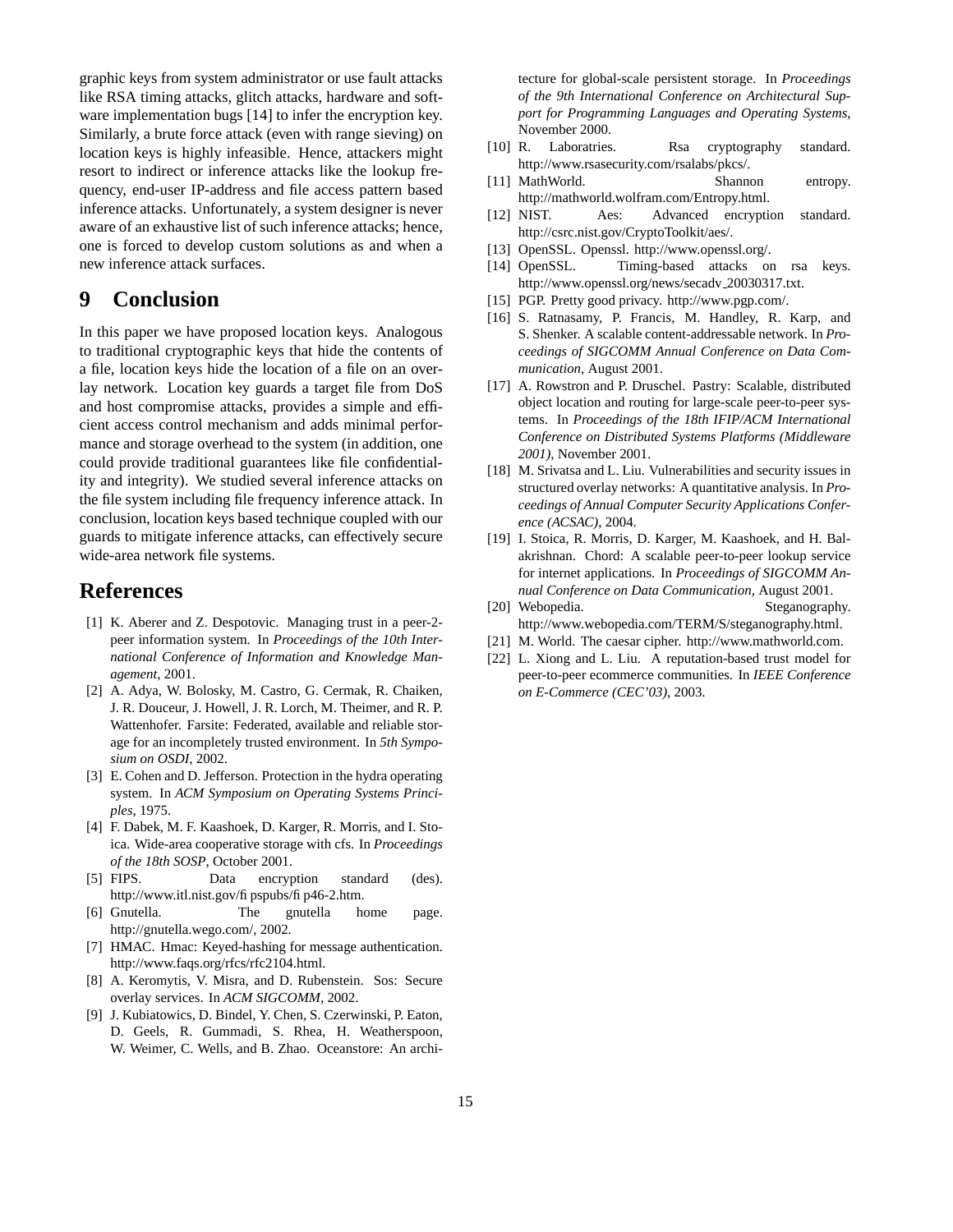graphic keys from system administrator or use fault attacks like RSA timing attacks, glitch attacks, hardware and software implementation bugs [14] to infer the encryption key. Similarly, a brute force attack (even with range sieving) on location keys is highly infeasible. Hence, attackers might resort to indirect or inference attacks like the lookup frequency, end-user IP-address and file access pattern based inference attacks. Unfortunately, a system designer is never aware of an exhaustive list of such inference attacks; hence, one is forced to develop custom solutions as and when a new inference attack surfaces.

## 9 Conclusion

In this paper we have proposed location keys. Analogous to traditional cryptographic keys that hide the contents of a file, location keys hide the location of a file on an overlay network. Location key guards a target file from DoS and host compromise attacks, provides a simple and efficient access control mechanism and adds minimal performance and storage overhead to the system (in addition, one could provide traditional guarantees like file confidentiality and integrity). We studied several inference attacks on the file system including file frequency inference attack. In conclusion, location keys based technique coupled with our guards to mitigate inference attacks, can effectively secure wide-area network file systems.

## References

[1] K. Aberer and Z. Despotovic. Managing trust in a peer-2-peer information system. In *Proceedings of the 10th International Conference of Information and Knowledge Management*, 2001.

[2] A. Adya, W. Bolosky, M. Castro, G. Cermak, R. Chaiken, J. R. Douceur, J. Howell, J. R. Lorch, M. Theimer, and R. P. Wattenhofer. Farsite: Federated, available and reliable storage for an incompletely trusted environment. In *5th Symposium on OSDI*, 2002.

[3] E. Cohen and D. Jefferson. Protection in the hydra operating system. In *ACM Symposium on Operating Systems Principles*, 1975.

[4] F. Dabek, M. F. Kaashoek, D. Karger, R. Morris, and I. Stoica. Wide-area cooperative storage with cfs. In *Proceedings of the 18th SOSP*, October 2001.

[5] FIPS. Data encryption standard (des). http://www.itl.nist.gov/fi pspubs/fi p46-2.htm.

[6] Gnutella. The gnutella home page. http://gnutella.wego.com/, 2002.

[7] HMAC. Hmac: Keyed-hashing for message authentication. http://www.faqs.org/rfcs/rfc2104.html.

[8] A. Keromytis, V. Misra, and D. Rubenstein. Sos: Secure overlay services. In *ACM SIGCOMM*, 2002.

[9] J. Kubiatowics, D. Bindel, Y. Chen, S. Czerwinski, P. Eaton, D. Geels, R. Gummadi, S. Rhea, H. Weatherspoon, W. Weimer, C. Wells, and B. Zhao. Oceanstore: An architecture for global-scale persistent storage. In *Proceedings of the 9th International Conference on Architectural Support for Programming Languages and Operating Systems*, November 2000.

[10] R. Laboratries. Rsa cryptography standard. http://www.rsasecurity.com/rsalabs/pkcs/.

[11] MathWorld. Shannon entropy. http://mathworld.wolfram.com/Entropy.html.

[12] NIST. Aes: Advanced encryption standard. http://csrc.nist.gov/CryptoToolkit/aes/.

[13] OpenSSL. Openssl. http://www.openssl.org/.

[14] OpenSSL. Timing-based attacks on rsa keys. http://www.openssl.org/news/secadv_20030317.txt.

[15] PGP. Pretty good privacy. http://www.pgp.com/.

[16] S. Ratnasamy, P. Francis, M. Handley, R. Karp, and S. Shenker. A scalable content-addressable network. In *Proceedings of SIGCOMM Annual Conference on Data Communication*, August 2001.

[17] A. Rowstron and P. Druschel. Pastry: Scalable, distributed object location and routing for large-scale peer-to-peer systems. In *Proceedings of the 18th IFIP/ACM International Conference on Distributed Systems Platforms (Middleware 2001)*, November 2001.

[18] M. Srivatsa and L. Liu. Vulnerabilities and security issues in structured overlay networks: A quantitative analysis. In *Proceedings of Annual Computer Security Applications Conference (ACSAC)*, 2004.

[19] I. Stoica, R. Morris, D. Karger, M. Kaashoek, and H. Balakrishnan. Chord: A scalable peer-to-peer lookup service for internet applications. In *Proceedings of SIGCOMM Annual Conference on Data Communication*, August 2001.

[20] Webopedia. Steganography. http://www.webopedia.com/TERM/S/steganography.html.

[21] M. World. The caesar cipher. http://www.mathworld.com.

[22] L. Xiong and L. Liu. A reputation-based trust model for peer-to-peer ecommerce communities. In *IEEE Conference on E-Commerce (CEC'03)*, 2003.